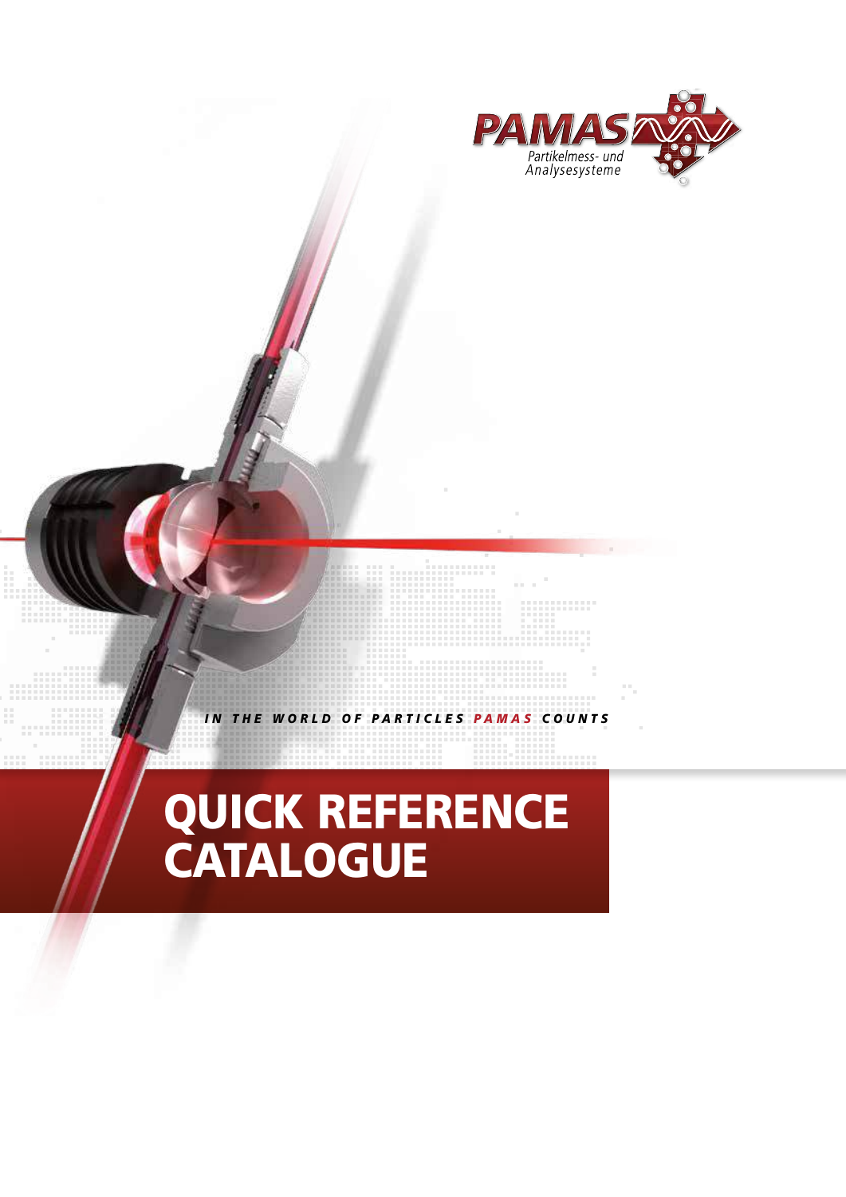PAMAS

Partikelmess- und Analysesysteme

*IN THE WORLD OF PARTICLES PAMAS COUNTS*

# QUICK REFERENCE CATALOGUE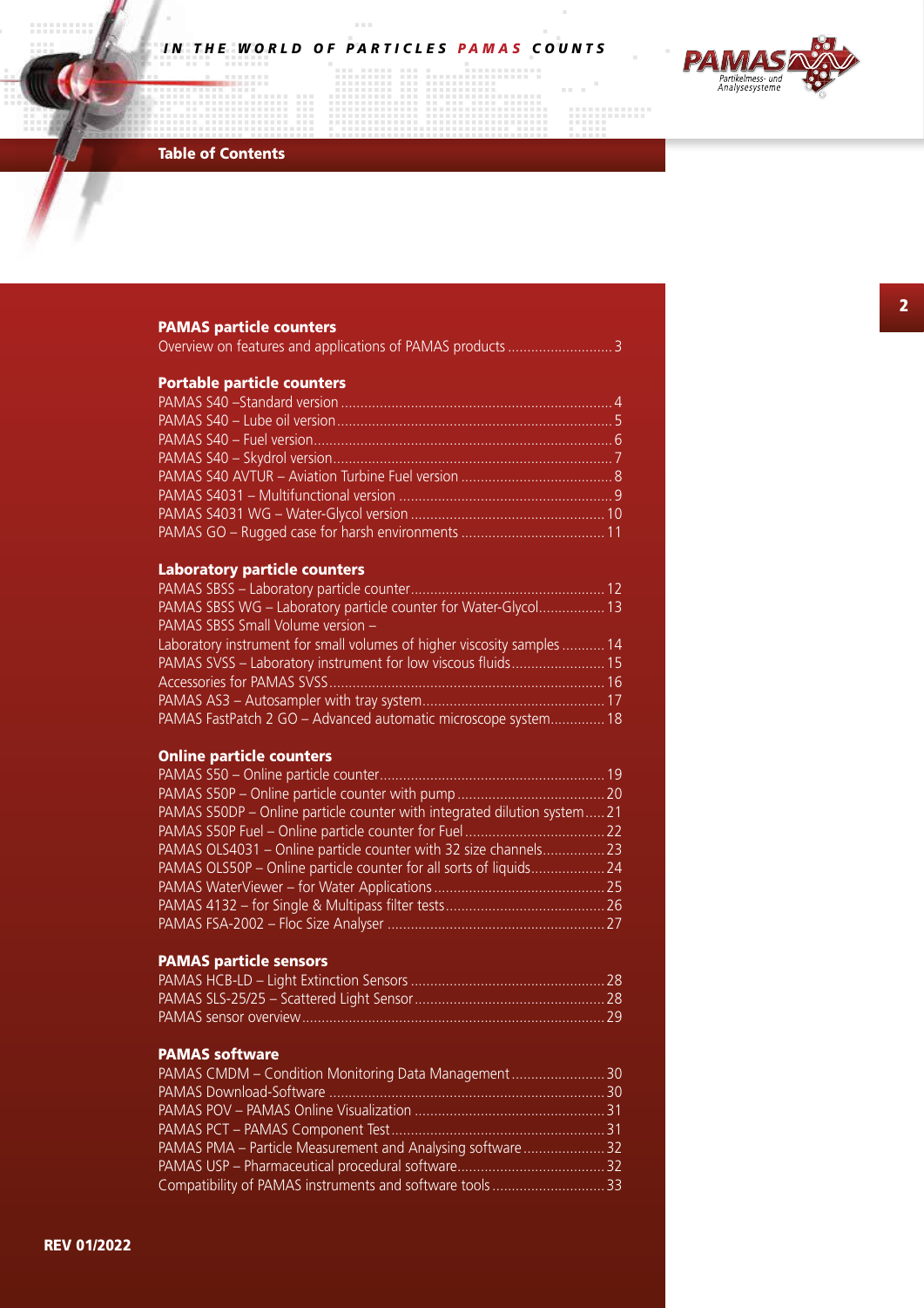# Table of Contents

## PAMAS particle counters

Overview on features and applications of PAMAS products ........................... 3

## Portable particle counters

PAMAS S40 –Standard version ..................................................................... 4
PAMAS S40 – Lube oil version ...................................................................... 5
PAMAS S40 – Fuel version ............................................................................ 6
PAMAS S40 – Skydrol version ....................................................................... 7
PAMAS S40 AVTUR – Aviation Turbine Fuel version ....................................... 8
PAMAS S4031 – Multifunctional version ....................................................... 9
PAMAS S4031 WG – Water-Glycol version .................................................. 10
PAMAS GO – Rugged case for harsh environments ..................................... 11

## Laboratory particle counters

PAMAS SBSS – Laboratory particle counter .................................................. 12
PAMAS SBSS WG – Laboratory particle counter for Water-Glycol ................. 13
PAMAS SBSS Small Volume version –
Laboratory instrument for small volumes of higher viscosity samples ........... 14
PAMAS SVSS – Laboratory instrument for low viscous fluids ........................ 15
Accessories for PAMAS SVSS ...................................................................... 16
PAMAS AS3 – Autosampler with tray system ............................................... 17
PAMAS FastPatch 2 GO – Advanced automatic microscope system .............. 18

## Online particle counters

PAMAS S50 – Online particle counter .......................................................... 19
PAMAS S50P – Online particle counter with pump ...................................... 20
PAMAS S50DP – Online particle counter with integrated dilution system ..... 21
PAMAS S50P Fuel – Online particle counter for Fuel .................................... 22
PAMAS OLS4031 – Online particle counter with 32 size channels ................ 23
PAMAS OLS50P – Online particle counter for all sorts of liquids ................... 24
PAMAS WaterViewer – for Water Applications ............................................ 25
PAMAS 4132 – for Single & Multipass filter tests ......................................... 26
PAMAS FSA-2002 – Floc Size Analyser ....................................................... 27

## PAMAS particle sensors

PAMAS HCB-LD – Light Extinction Sensors .................................................. 28
PAMAS SLS-25/25 – Scattered Light Sensor ................................................ 28
PAMAS sensor overview ............................................................................. 29

## PAMAS software

PAMAS CMDM – Condition Monitoring Data Management ........................ 30
PAMAS Download-Software ...................................................................... 30
PAMAS POV – PAMAS Online Visualization ................................................ 31
PAMAS PCT – PAMAS Component Test ....................................................... 31
PAMAS PMA – Particle Measurement and Analysing software ..................... 32
PAMAS USP – Pharmaceutical procedural software ..................................... 32
Compatibility of PAMAS instruments and software tools ............................. 33

REV 01/2022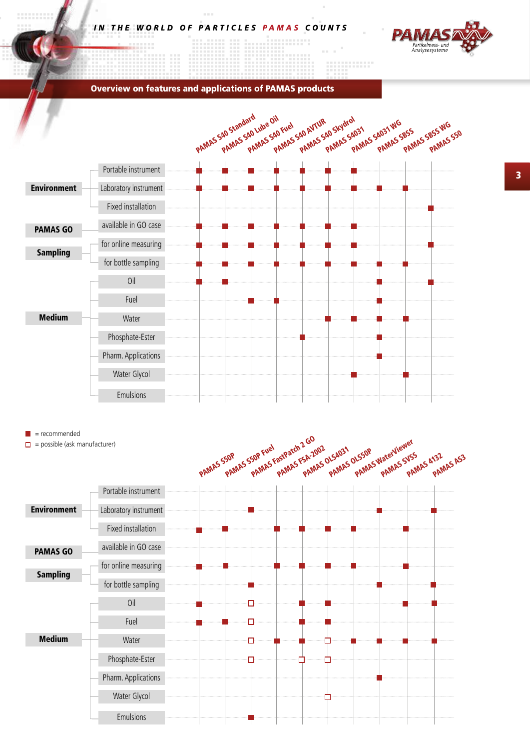IN THE WORLD OF PARTICLES PAMAS COUNTS

PAMAS Partikelmess- und Analysesysteme

## Overview on features and applications of PAMAS products

| | | PAMAS S40 Standard | PAMAS S40 Lube Oil | PAMAS S40 Fuel | PAMAS S40 AVTUR | PAMAS S40 Skydrol | PAMAS S4031 | PAMAS S4031 WG | PAMAS SBSS | PAMAS SBSS WG | PAMAS S50 |
|---|---|---|---|---|---|---|---|---|---|---|---|
| **Environment** | Portable instrument | ■ | ■ | ■ | ■ | ■ | ■ | ■ | | | |
| | Laboratory instrument | ■ | ■ | ■ | ■ | ■ | ■ | ■ | ■ | ■ | |
| | Fixed installation | | | | | | | | | | ■ |
| **PAMAS GO** | available in GO case | ■ | ■ | ■ | ■ | ■ | ■ | ■ | | | |
| **Sampling** | for online measuring | ■ | ■ | ■ | ■ | ■ | ■ | ■ | | | ■ |
| | for bottle sampling | ■ | ■ | ■ | ■ | ■ | ■ | ■ | ■ | ■ | |
| **Medium** | Oil | ■ | ■ | | | | | | ■ | | ■ |
| | Fuel | | | ■ | ■ | | | | ■ | | |
| | Water | | | | | | ■ | ■ | ■ | ■ | |
| | Phosphate-Ester | | | | | ■ | | | ■ | | |
| | Pharm. Applications | | | | | | | | ■ | | |
| | Water Glycol | | | | | | | ■ | | ■ | |
| | Emulsions | | | | | | | | | | |

■ = recommended
□ = possible (ask manufacturer)

| | | PAMAS S50P | PAMAS S50P Fuel | PAMAS FastPatch 2 GO | PAMAS FSA-2002 | PAMAS OLS4031 | PAMAS OLS50P | PAMAS WaterViewer | PAMAS SVSS | PAMAS 4132 | PAMAS AS3 |
|---|---|---|---|---|---|---|---|---|---|---|---|
| **Environment** | Portable instrument | | | | | | | | | | |
| | Laboratory instrument | | | ■ | | | | | ■ | | ■ |
| | Fixed installation | ■ | ■ | | ■ | ■ | ■ | ■ | | ■ | |
| **PAMAS GO** | available in GO case | | | | | | | | | | |
| **Sampling** | for online measuring | ■ | ■ | | ■ | ■ | ■ | ■ | | ■ | |
| | for bottle sampling | | | ■ | | | | | ■ | | ■ |
| **Medium** | Oil | ■ | | □ | | ■ | ■ | | | ■ | ■ |
| | Fuel | ■ | ■ | □ | | ■ | ■ | | | | |
| | Water | | | □ | ■ | ■ | □ | ■ | ■ | ■ | ■ |
| | Phosphate-Ester | | | □ | | □ | □ | | | | |
| | Pharm. Applications | | | | | | | | ■ | | |
| | Water Glycol | | | | | | □ | | | | |
| | Emulsions | | | ■ | | | | | | | |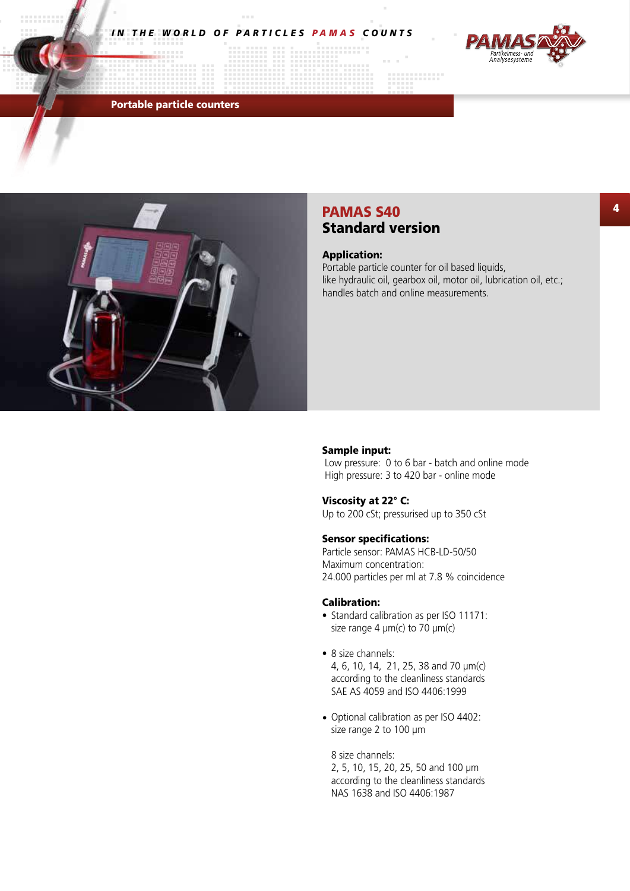IN THE WORLD OF PARTICLES PAMAS COUNTS

Portable particle counters

## PAMAS S40
## Standard version

**Application:**
Portable particle counter for oil based liquids,
like hydraulic oil, gearbox oil, motor oil, lubrication oil, etc.;
handles batch and online measurements.

**Sample input:**
Low pressure: 0 to 6 bar - batch and online mode
High pressure: 3 to 420 bar - online mode

**Viscosity at 22° C:**
Up to 200 cSt; pressurised up to 350 cSt

**Sensor specifications:**
Particle sensor: PAMAS HCB-LD-50/50
Maximum concentration:
24.000 particles per ml at 7.8 % coincidence

**Calibration:**

- Standard calibration as per ISO 11171:
  size range 4 µm(c) to 70 µm(c)

- 8 size channels:
  4, 6, 10, 14, 21, 25, 38 and 70 µm(c)
  according to the cleanliness standards
  SAE AS 4059 and ISO 4406:1999

- Optional calibration as per ISO 4402:
  size range 2 to 100 µm

  8 size channels:
  2, 5, 10, 15, 20, 25, 50 and 100 µm
  according to the cleanliness standards
  NAS 1638 and ISO 4406:1987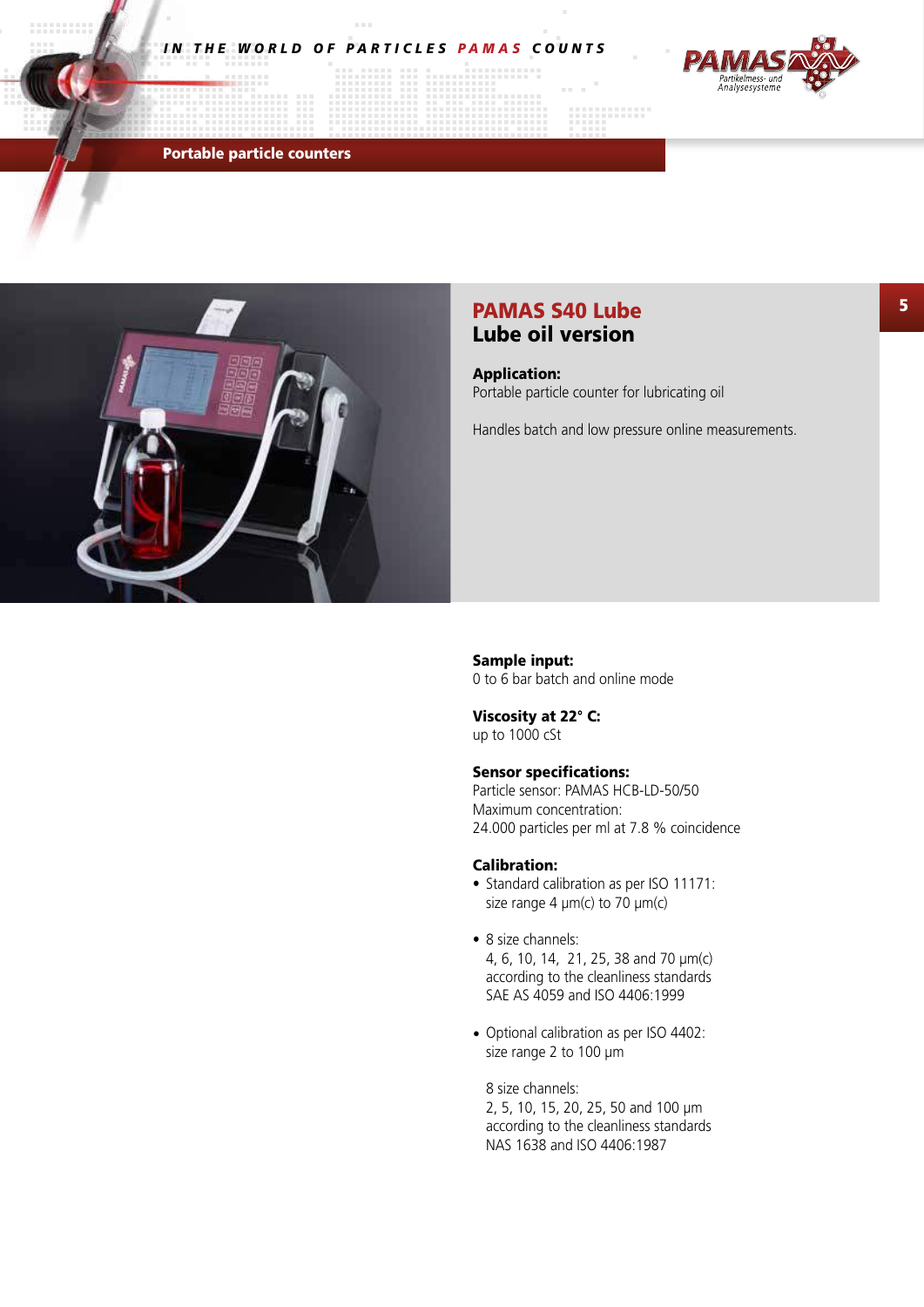IN THE WORLD OF PARTICLES PAMAS COUNTS

Portable particle counters

# PAMAS S40 Lube
## Lube oil version

**Application:**
Portable particle counter for lubricating oil

Handles batch and low pressure online measurements.

**Sample input:**
0 to 6 bar batch and online mode

**Viscosity at 22° C:**
up to 1000 cSt

**Sensor specifications:**
Particle sensor: PAMAS HCB-LD-50/50
Maximum concentration:
24.000 particles per ml at 7.8 % coincidence

**Calibration:**

- Standard calibration as per ISO 11171:
  size range 4 µm(c) to 70 µm(c)

- 8 size channels:
  4, 6, 10, 14, 21, 25, 38 and 70 µm(c)
  according to the cleanliness standards
  SAE AS 4059 and ISO 4406:1999

- Optional calibration as per ISO 4402:
  size range 2 to 100 µm

  8 size channels:
  2, 5, 10, 15, 20, 25, 50 and 100 µm
  according to the cleanliness standards
  NAS 1638 and ISO 4406:1987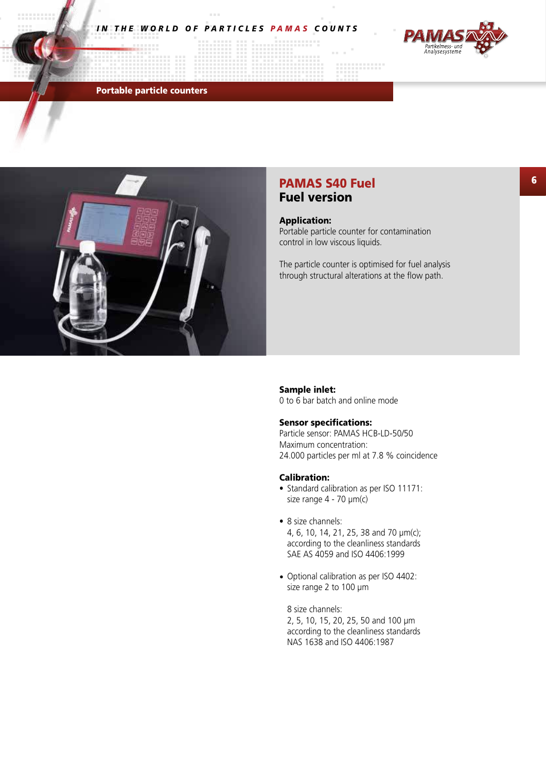IN THE WORLD OF PARTICLES PAMAS COUNTS

Portable particle counters

## PAMAS S40 Fuel
## Fuel version

**Application:**
Portable particle counter for contamination control in low viscous liquids.

The particle counter is optimised for fuel analysis through structural alterations at the flow path.

**Sample inlet:**
0 to 6 bar batch and online mode

**Sensor specifications:**
Particle sensor: PAMAS HCB-LD-50/50
Maximum concentration:
24.000 particles per ml at 7.8 % coincidence

**Calibration:**

- Standard calibration as per ISO 11171: size range 4 - 70 µm(c)

- 8 size channels:
  4, 6, 10, 14, 21, 25, 38 and 70 µm(c); according to the cleanliness standards SAE AS 4059 and ISO 4406:1999

- Optional calibration as per ISO 4402: size range 2 to 100 µm

  8 size channels:
  2, 5, 10, 15, 20, 25, 50 and 100 µm according to the cleanliness standards NAS 1638 and ISO 4406:1987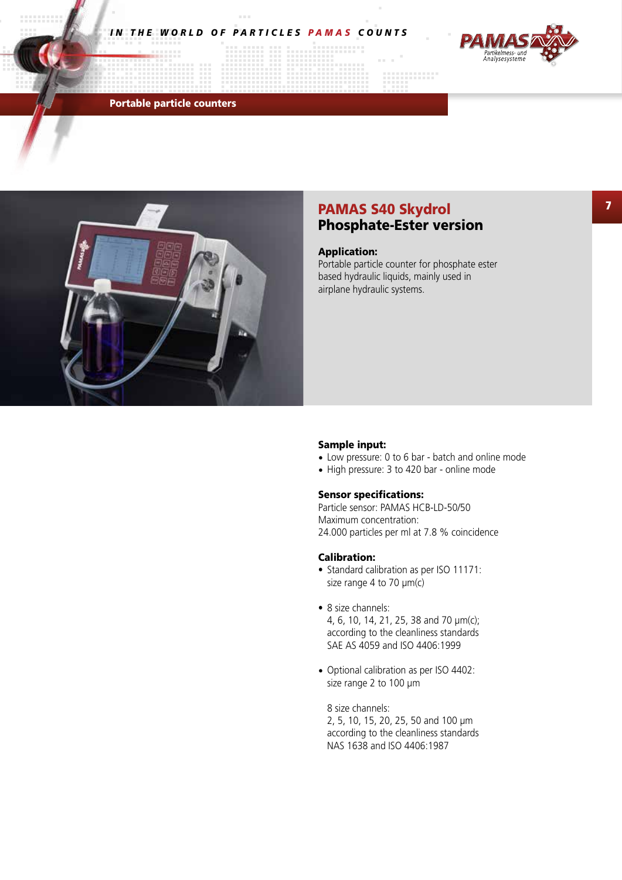Portable particle counters

# PAMAS S40 Skydrol
## Phosphate-Ester version

**Application:**
Portable particle counter for phosphate ester based hydraulic liquids, mainly used in airplane hydraulic systems.

**Sample input:**
- Low pressure: 0 to 6 bar - batch and online mode
- High pressure: 3 to 420 bar - online mode

**Sensor specifications:**
Particle sensor: PAMAS HCB-LD-50/50
Maximum concentration:
24.000 particles per ml at 7.8 % coincidence

**Calibration:**
- Standard calibration as per ISO 11171: size range 4 to 70 µm(c)
- 8 size channels: 4, 6, 10, 14, 21, 25, 38 and 70 µm(c); according to the cleanliness standards SAE AS 4059 and ISO 4406:1999
- Optional calibration as per ISO 4402: size range 2 to 100 µm

  8 size channels: 2, 5, 10, 15, 20, 25, 50 and 100 µm according to the cleanliness standards NAS 1638 and ISO 4406:1987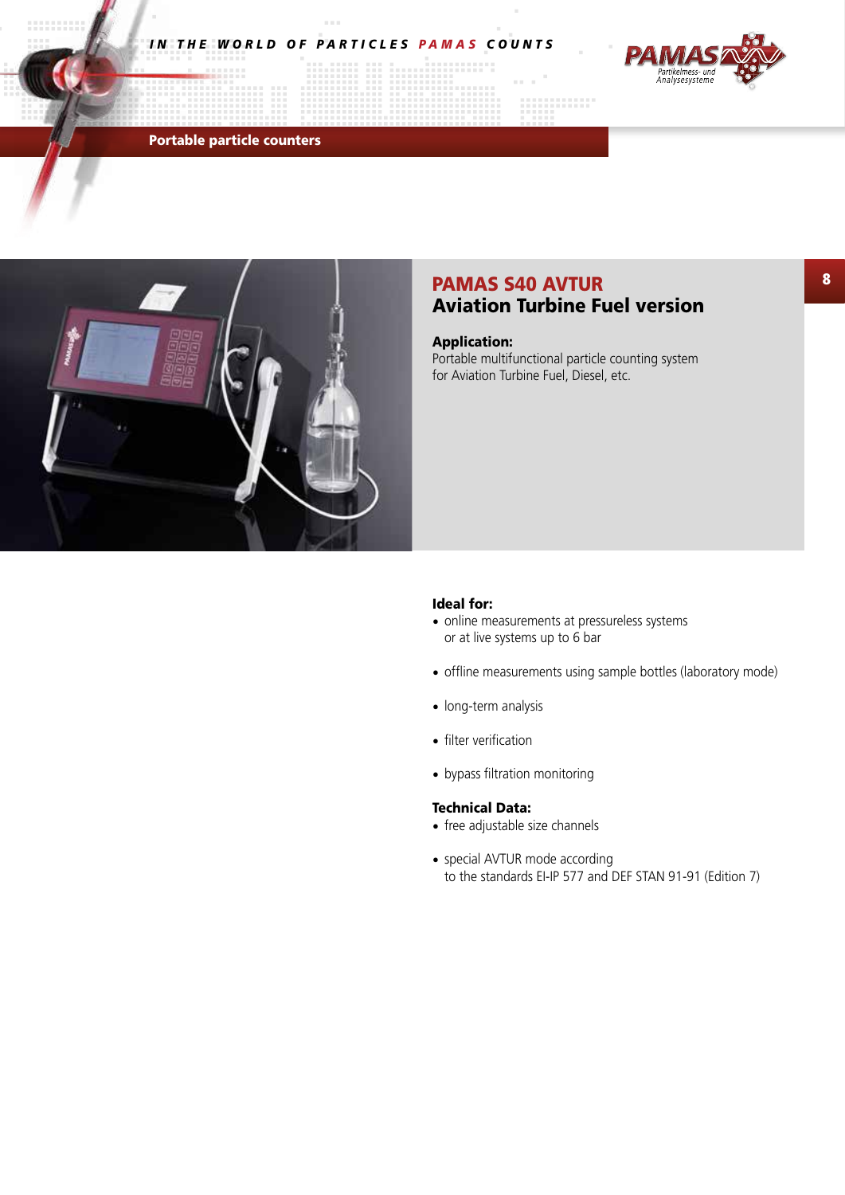## PAMAS S40 AVTUR

## Aviation Turbine Fuel version

**Application:**
Portable multifunctional particle counting system for Aviation Turbine Fuel, Diesel, etc.

**Ideal for:**

- online measurements at pressureless systems or at live systems up to 6 bar
- offline measurements using sample bottles (laboratory mode)
- long-term analysis
- filter verification
- bypass filtration monitoring

**Technical Data:**

- free adjustable size channels
- special AVTUR mode according to the standards EI-IP 577 and DEF STAN 91-91 (Edition 7)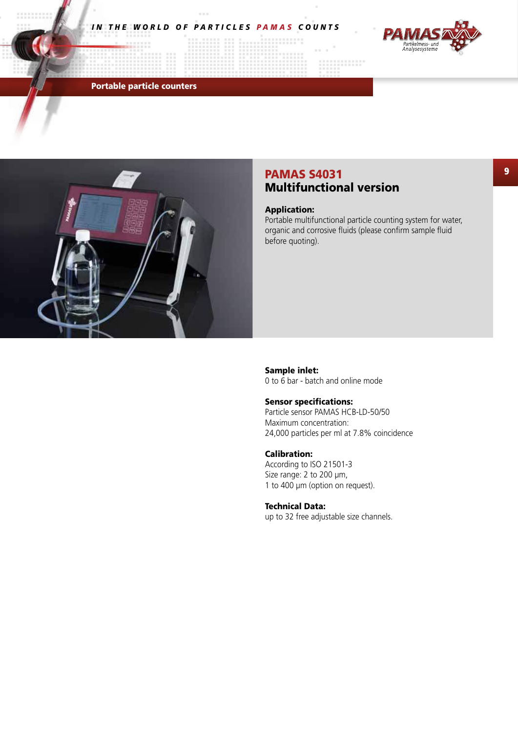IN THE WORLD OF PARTICLES PAMAS COUNTS

## Portable particle counters

# PAMAS S4031
## Multifunctional version

**Application:**
Portable multifunctional particle counting system for water, organic and corrosive fluids (please confirm sample fluid before quoting).

**Sample inlet:**
0 to 6 bar - batch and online mode

**Sensor specifications:**
Particle sensor PAMAS HCB-LD-50/50
Maximum concentration:
24,000 particles per ml at 7.8% coincidence

**Calibration:**
According to ISO 21501-3
Size range: 2 to 200 µm,
1 to 400 µm (option on request).

**Technical Data:**
up to 32 free adjustable size channels.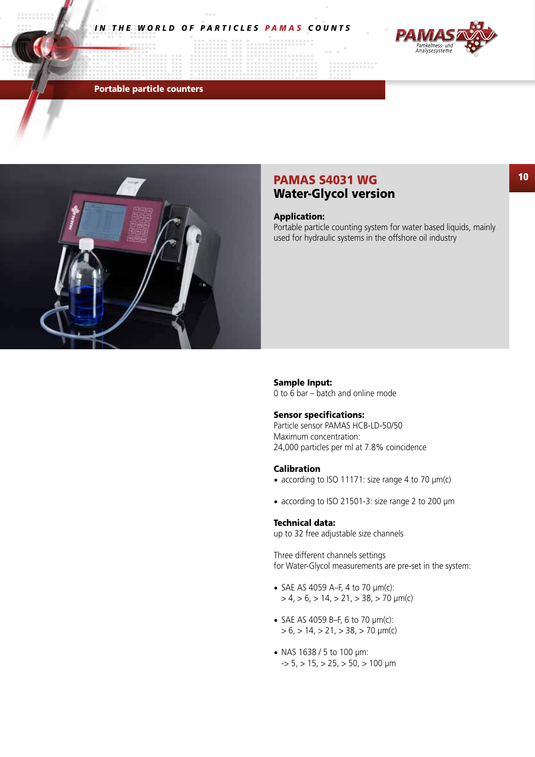IN THE WORLD OF PARTICLES PAMAS COUNTS

Portable particle counters

# PAMAS S4031 WG
## Water-Glycol version

**Application:**
Portable particle counting system for water based liquids, mainly used for hydraulic systems in the offshore oil industry

**Sample Input:**
0 to 6 bar – batch and online mode

**Sensor specifications:**
Particle sensor PAMAS HCB-LD-50/50
Maximum concentration:
24,000 particles per ml at 7.8% coincidence

**Calibration**

- according to ISO 11171: size range 4 to 70 µm(c)
- according to ISO 21501-3: size range 2 to 200 µm

**Technical data:**
up to 32 free adjustable size channels

Three different channels settings
for Water-Glycol measurements are pre-set in the system:

- SAE AS 4059 A–F, 4 to 70 µm(c):
  > 4, > 6, > 14, > 21, > 38, > 70 µm(c)
- SAE AS 4059 B–F, 6 to 70 µm(c):
  > 6, > 14, > 21, > 38, > 70 µm(c)
- NAS 1638 / 5 to 100 µm:
  -> 5, > 15, > 25, > 50, > 100 µm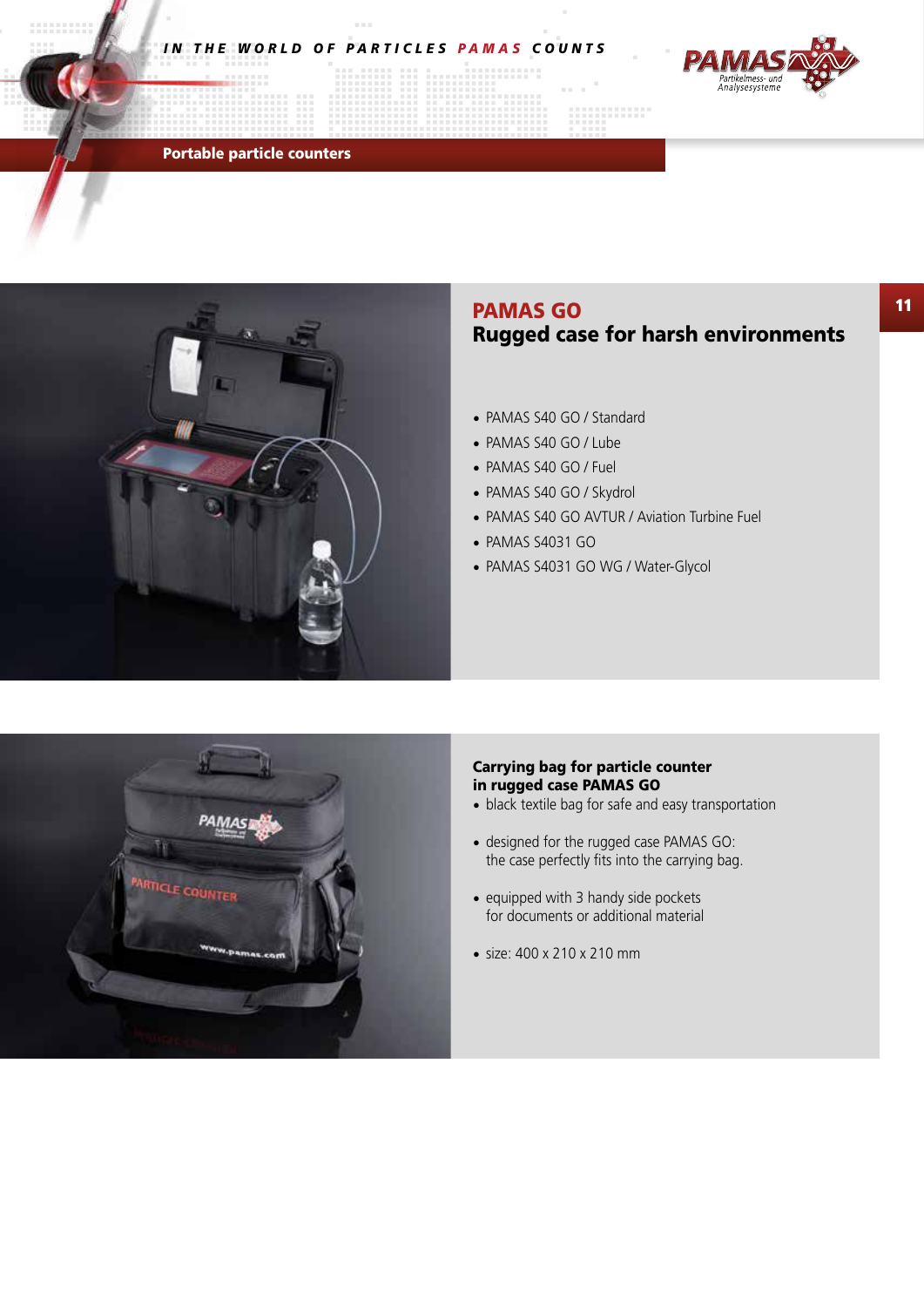## PAMAS GO
## Rugged case for harsh environments

- PAMAS S40 GO / Standard
- PAMAS S40 GO / Lube
- PAMAS S40 GO / Fuel
- PAMAS S40 GO / Skydrol
- PAMAS S40 GO AVTUR / Aviation Turbine Fuel
- PAMAS S4031 GO
- PAMAS S4031 GO WG / Water-Glycol

**Carrying bag for particle counter in rugged case PAMAS GO**

- black textile bag for safe and easy transportation
- designed for the rugged case PAMAS GO: the case perfectly fits into the carrying bag.
- equipped with 3 handy side pockets for documents or additional material
- size: 400 x 210 x 210 mm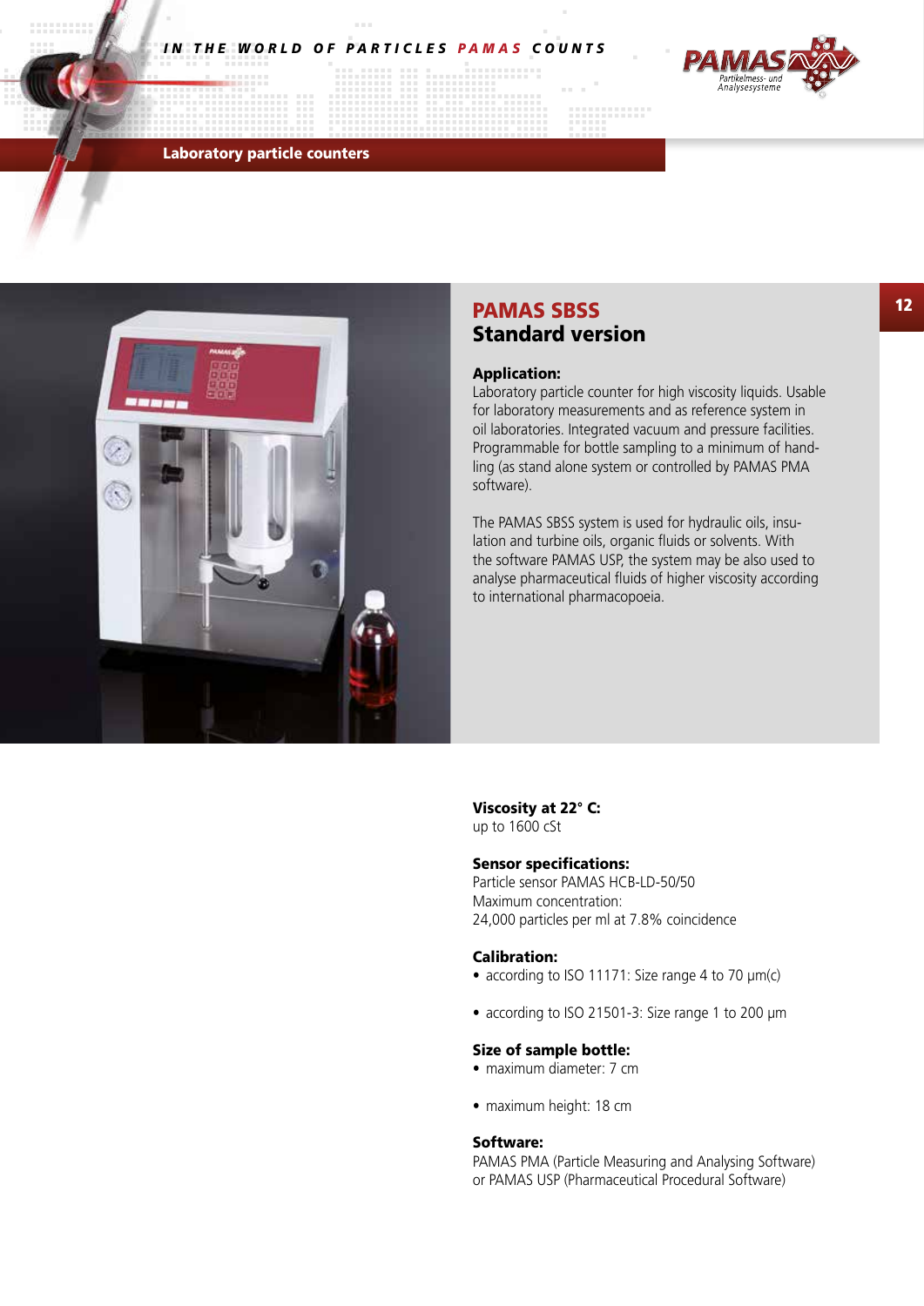Laboratory particle counters

## PAMAS SBSS
## Standard version

**Application:**
Laboratory particle counter for high viscosity liquids. Usable for laboratory measurements and as reference system in oil laboratories. Integrated vacuum and pressure facilities. Programmable for bottle sampling to a minimum of handling (as stand alone system or controlled by PAMAS PMA software).

The PAMAS SBSS system is used for hydraulic oils, insulation and turbine oils, organic fluids or solvents. With the software PAMAS USP, the system may be also used to analyse pharmaceutical fluids of higher viscosity according to international pharmacopoeia.

**Viscosity at 22° C:**
up to 1600 cSt

**Sensor specifications:**
Particle sensor PAMAS HCB-LD-50/50
Maximum concentration:
24,000 particles per ml at 7.8% coincidence

**Calibration:**

- according to ISO 11171: Size range 4 to 70 µm(c)
- according to ISO 21501-3: Size range 1 to 200 µm

**Size of sample bottle:**

- maximum diameter: 7 cm
- maximum height: 18 cm

**Software:**
PAMAS PMA (Particle Measuring and Analysing Software) or PAMAS USP (Pharmaceutical Procedural Software)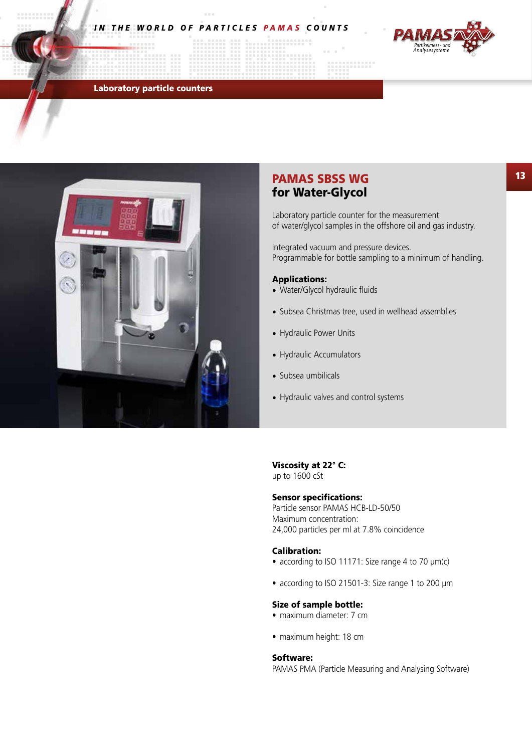IN THE WORLD OF PARTICLES PAMAS COUNTS

Laboratory particle counters

## PAMAS SBSS WG
## for Water-Glycol

Laboratory particle counter for the measurement of water/glycol samples in the offshore oil and gas industry.

Integrated vacuum and pressure devices.
Programmable for bottle sampling to a minimum of handling.

**Applications:**

- Water/Glycol hydraulic fluids
- Subsea Christmas tree, used in wellhead assemblies
- Hydraulic Power Units
- Hydraulic Accumulators
- Subsea umbilicals
- Hydraulic valves and control systems

**Viscosity at 22° C:**
up to 1600 cSt

**Sensor specifications:**
Particle sensor PAMAS HCB-LD-50/50
Maximum concentration:
24,000 particles per ml at 7.8% coincidence

**Calibration:**

- according to ISO 11171: Size range 4 to 70 µm(c)
- according to ISO 21501-3: Size range 1 to 200 µm

**Size of sample bottle:**

- maximum diameter: 7 cm
- maximum height: 18 cm

**Software:**
PAMAS PMA (Particle Measuring and Analysing Software)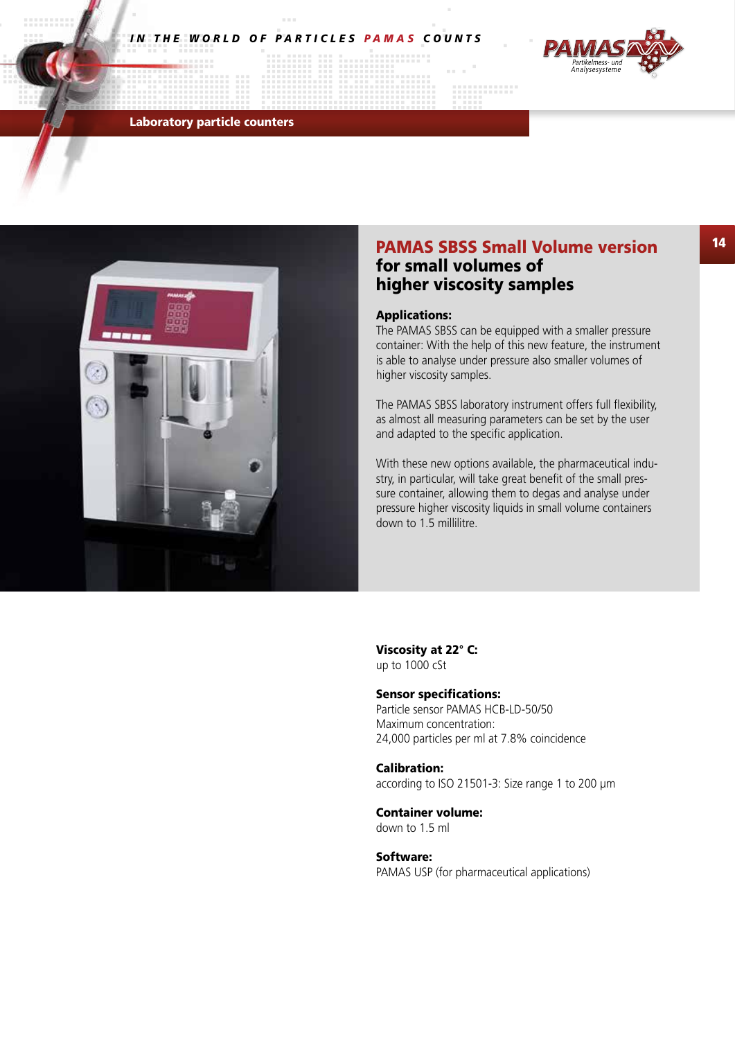Laboratory particle counters

# PAMAS SBSS Small Volume version
## for small volumes of higher viscosity samples

**Applications:**
The PAMAS SBSS can be equipped with a smaller pressure container: With the help of this new feature, the instrument is able to analyse under pressure also smaller volumes of higher viscosity samples.

The PAMAS SBSS laboratory instrument offers full flexibility, as almost all measuring parameters can be set by the user and adapted to the specific application.

With these new options available, the pharmaceutical industry, in particular, will take great benefit of the small pressure container, allowing them to degas and analyse under pressure higher viscosity liquids in small volume containers down to 1.5 millilitre.

**Viscosity at 22° C:**
up to 1000 cSt

**Sensor specifications:**
Particle sensor PAMAS HCB-LD-50/50
Maximum concentration:
24,000 particles per ml at 7.8% coincidence

**Calibration:**
according to ISO 21501-3: Size range 1 to 200 µm

**Container volume:**
down to 1.5 ml

**Software:**
PAMAS USP (for pharmaceutical applications)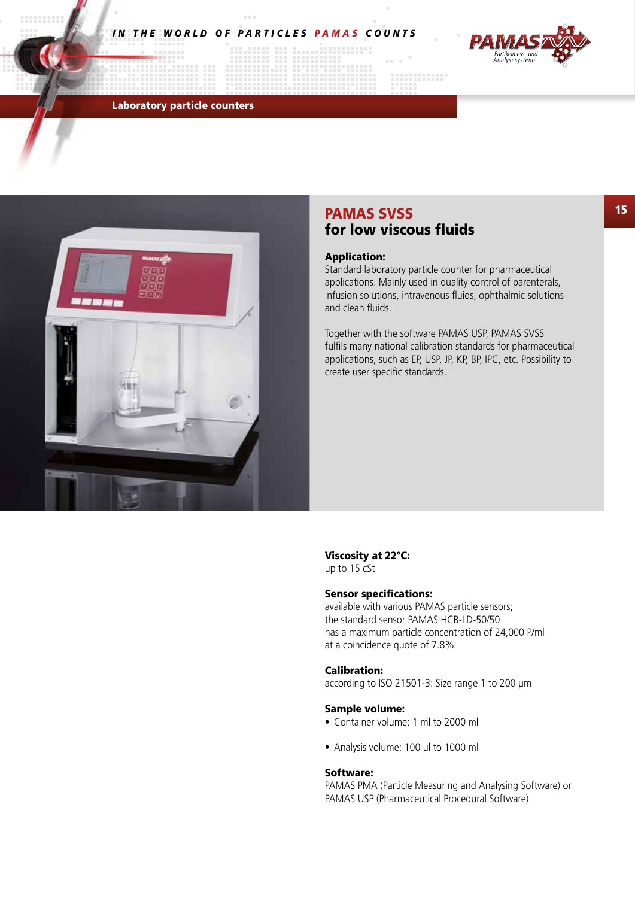# PAMAS SVSS
## for low viscous fluids

**Application:**
Standard laboratory particle counter for pharmaceutical applications. Mainly used in quality control of parenterals, infusion solutions, intravenous fluids, ophthalmic solutions and clean fluids.

Together with the software PAMAS USP, PAMAS SVSS fulfils many national calibration standards for pharmaceutical applications, such as EP, USP, JP, KP, BP, IPC, etc. Possibility to create user specific standards.

**Viscosity at 22°C:**
up to 15 cSt

**Sensor specifications:**
available with various PAMAS particle sensors;
the standard sensor PAMAS HCB-LD-50/50
has a maximum particle concentration of 24,000 P/ml
at a coincidence quote of 7.8%

**Calibration:**
according to ISO 21501-3: Size range 1 to 200 µm

**Sample volume:**
- Container volume: 1 ml to 2000 ml
- Analysis volume: 100 µl to 1000 ml

**Software:**
PAMAS PMA (Particle Measuring and Analysing Software) or
PAMAS USP (Pharmaceutical Procedural Software)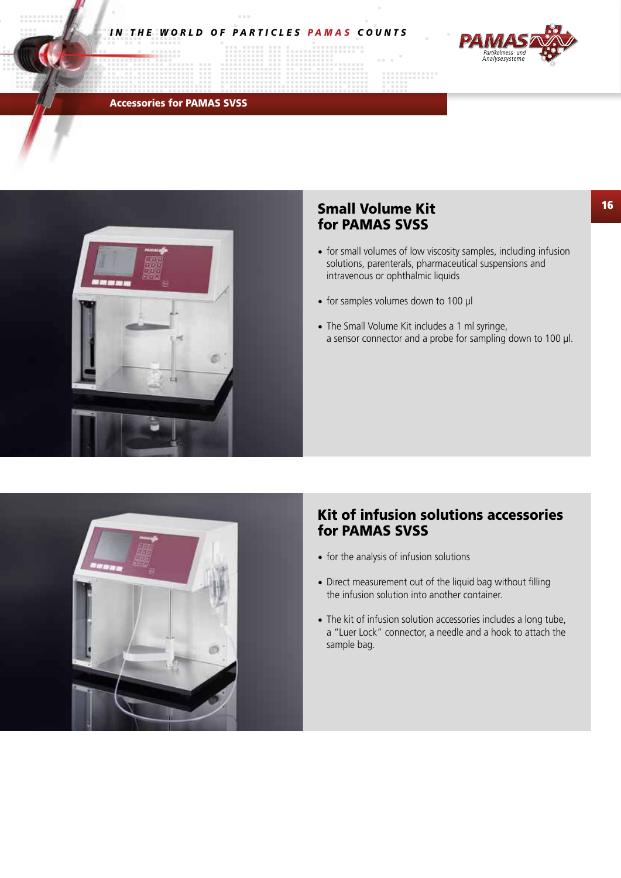## Accessories for PAMAS SVSS

### Small Volume Kit for PAMAS SVSS

- for small volumes of low viscosity samples, including infusion solutions, parenterals, pharmaceutical suspensions and intravenous or ophthalmic liquids
- for samples volumes down to 100 µl
- The Small Volume Kit includes a 1 ml syringe, a sensor connector and a probe for sampling down to 100 µl.

### Kit of infusion solutions accessories for PAMAS SVSS

- for the analysis of infusion solutions
- Direct measurement out of the liquid bag without filling the infusion solution into another container.
- The kit of infusion solution accessories includes a long tube, a “Luer Lock” connector, a needle and a hook to attach the sample bag.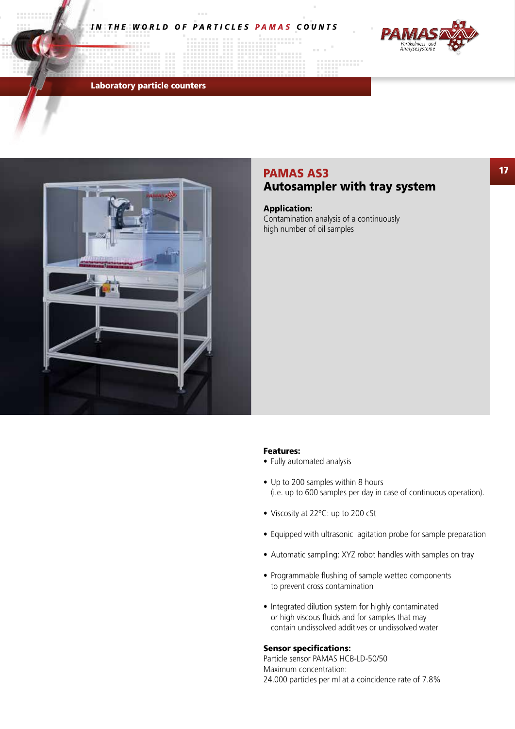# PAMAS AS3

## Autosampler with tray system

**Application:**
Contamination analysis of a continuously high number of oil samples

**Features:**

- Fully automated analysis
- Up to 200 samples within 8 hours (i.e. up to 600 samples per day in case of continuous operation).
- Viscosity at 22°C: up to 200 cSt
- Equipped with ultrasonic agitation probe for sample preparation
- Automatic sampling: XYZ robot handles with samples on tray
- Programmable flushing of sample wetted components to prevent cross contamination
- Integrated dilution system for highly contaminated or high viscous fluids and for samples that may contain undissolved additives or undissolved water

**Sensor specifications:**
Particle sensor PAMAS HCB-LD-50/50
Maximum concentration:
24.000 particles per ml at a coincidence rate of 7.8%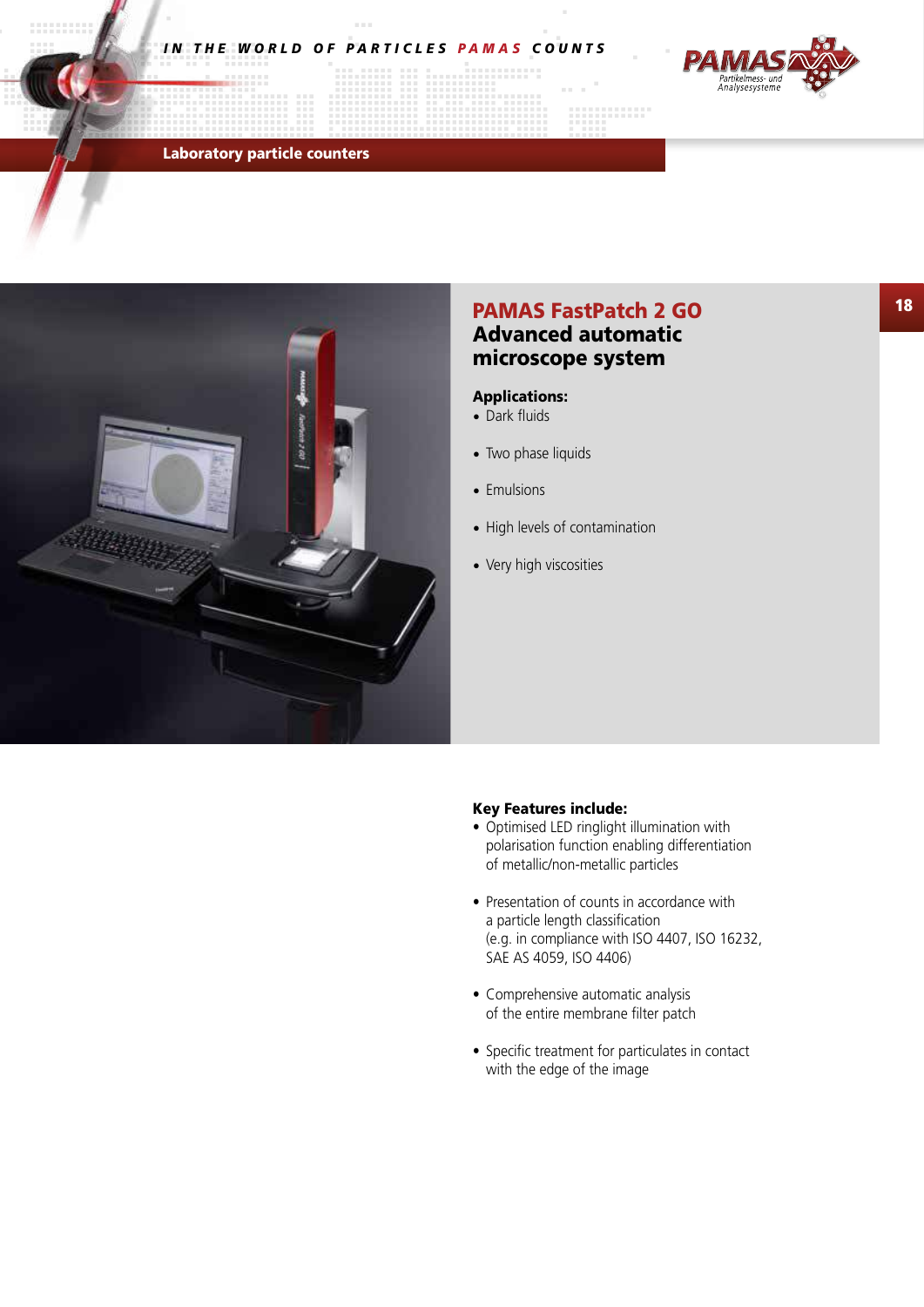IN THE WORLD OF PARTICLES PAMAS COUNTS

Laboratory particle counters

## PAMAS FastPatch 2 GO
## Advanced automatic microscope system

**Applications:**

- Dark fluids
- Two phase liquids
- Emulsions
- High levels of contamination
- Very high viscosities

**Key Features include:**

- Optimised LED ringlight illumination with polarisation function enabling differentiation of metallic/non-metallic particles
- Presentation of counts in accordance with a particle length classification (e.g. in compliance with ISO 4407, ISO 16232, SAE AS 4059, ISO 4406)
- Comprehensive automatic analysis of the entire membrane filter patch
- Specific treatment for particulates in contact with the edge of the image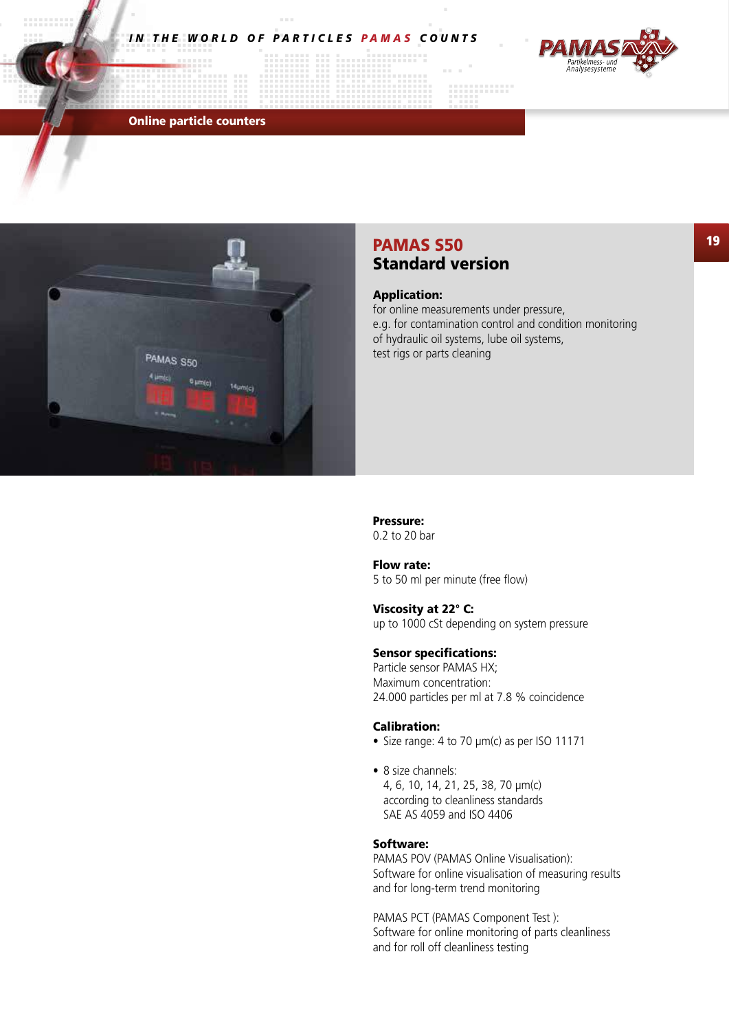IN THE WORLD OF PARTICLES PAMAS COUNTS

Online particle counters

# PAMAS S50
## Standard version

**Application:**
for online measurements under pressure,
e.g. for contamination control and condition monitoring of hydraulic oil systems, lube oil systems,
test rigs or parts cleaning

**Pressure:**
0.2 to 20 bar

**Flow rate:**
5 to 50 ml per minute (free flow)

**Viscosity at 22° C:**
up to 1000 cSt depending on system pressure

**Sensor specifications:**
Particle sensor PAMAS HX;
Maximum concentration:
24.000 particles per ml at 7.8 % coincidence

**Calibration:**

- Size range: 4 to 70 µm(c) as per ISO 11171
- 8 size channels:
  4, 6, 10, 14, 21, 25, 38, 70 µm(c)
  according to cleanliness standards
  SAE AS 4059 and ISO 4406

**Software:**
PAMAS POV (PAMAS Online Visualisation):
Software for online visualisation of measuring results and for long-term trend monitoring

PAMAS PCT (PAMAS Component Test ):
Software for online monitoring of parts cleanliness and for roll off cleanliness testing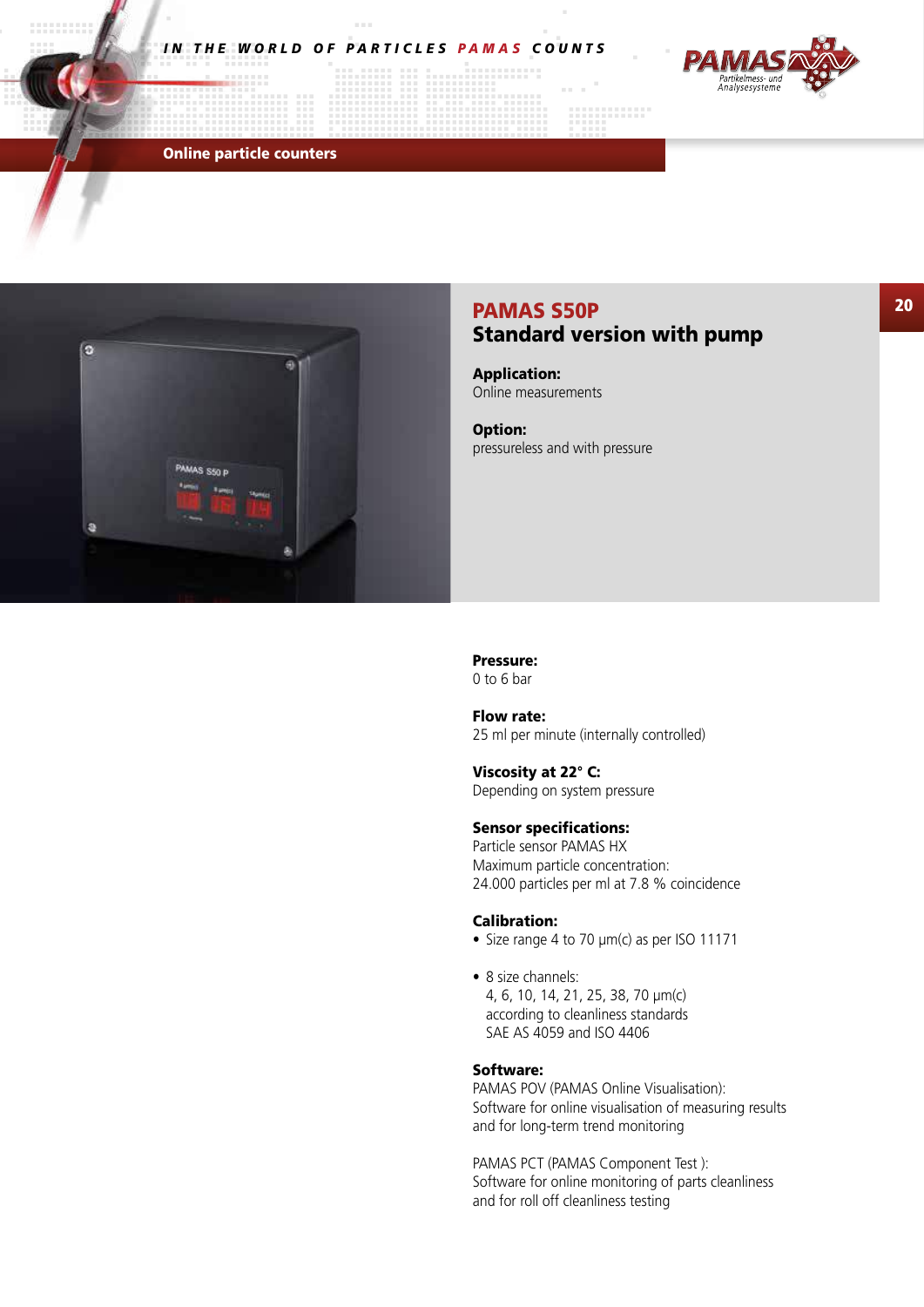IN THE WORLD OF PARTICLES PAMAS COUNTS

Online particle counters

# PAMAS S50P
## Standard version with pump

**Application:**
Online measurements

**Option:**
pressureless and with pressure

**Pressure:**
0 to 6 bar

**Flow rate:**
25 ml per minute (internally controlled)

**Viscosity at 22° C:**
Depending on system pressure

**Sensor specifications:**
Particle sensor PAMAS HX
Maximum particle concentration:
24.000 particles per ml at 7.8 % coincidence

**Calibration:**
- Size range 4 to 70 µm(c) as per ISO 11171
- 8 size channels:
  4, 6, 10, 14, 21, 25, 38, 70 µm(c)
  according to cleanliness standards
  SAE AS 4059 and ISO 4406

**Software:**
PAMAS POV (PAMAS Online Visualisation):
Software for online visualisation of measuring results and for long-term trend monitoring

PAMAS PCT (PAMAS Component Test ):
Software for online monitoring of parts cleanliness and for roll off cleanliness testing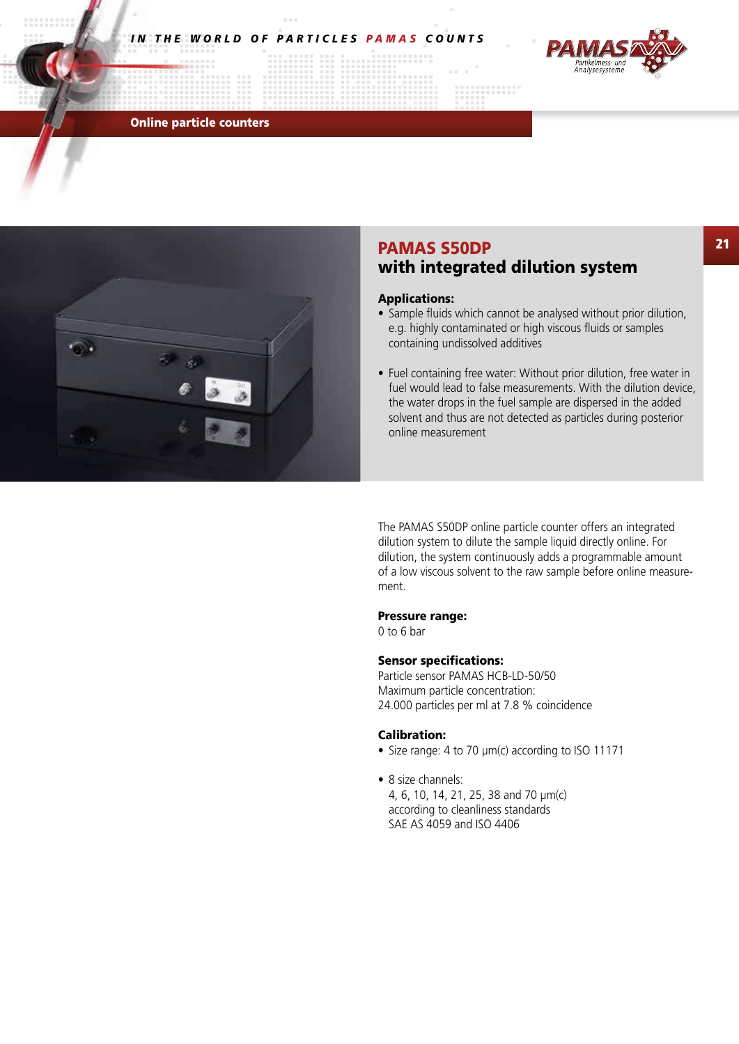## PAMAS S50DP with integrated dilution system

**Applications:**

- Sample fluids which cannot be analysed without prior dilution, e.g. highly contaminated or high viscous fluids or samples containing undissolved additives
- Fuel containing free water: Without prior dilution, free water in fuel would lead to false measurements. With the dilution device, the water drops in the fuel sample are dispersed in the added solvent and thus are not detected as particles during posterior online measurement

The PAMAS S50DP online particle counter offers an integrated dilution system to dilute the sample liquid directly online. For dilution, the system continuously adds a programmable amount of a low viscous solvent to the raw sample before online measurement.

**Pressure range:**
0 to 6 bar

**Sensor specifications:**
Particle sensor PAMAS HCB-LD-50/50
Maximum particle concentration:
24.000 particles per ml at 7.8 % coincidence

**Calibration:**

- Size range: 4 to 70 µm(c) according to ISO 11171
- 8 size channels:
  4, 6, 10, 14, 21, 25, 38 and 70 µm(c)
  according to cleanliness standards
  SAE AS 4059 and ISO 4406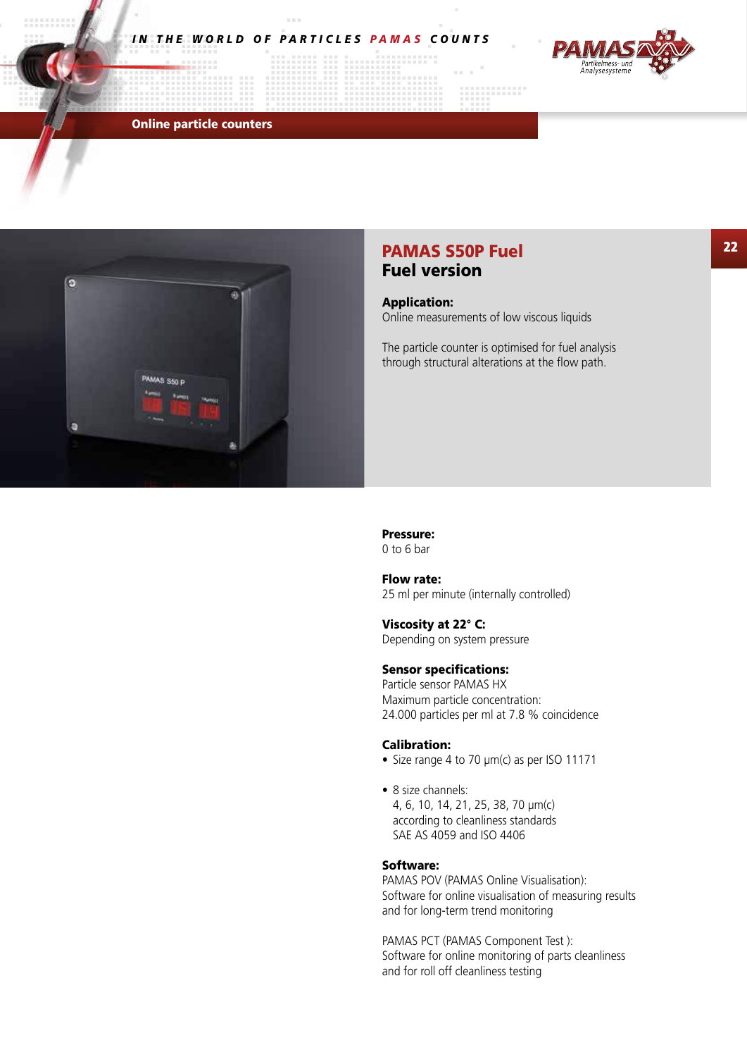IN THE WORLD OF PARTICLES PAMAS COUNTS

Online particle counters

# PAMAS S50P Fuel
## Fuel version

**Application:**
Online measurements of low viscous liquids

The particle counter is optimised for fuel analysis through structural alterations at the flow path.

**Pressure:**
0 to 6 bar

**Flow rate:**
25 ml per minute (internally controlled)

**Viscosity at 22° C:**
Depending on system pressure

**Sensor specifications:**
Particle sensor PAMAS HX
Maximum particle concentration:
24.000 particles per ml at 7.8 % coincidence

**Calibration:**

- Size range 4 to 70 µm(c) as per ISO 11171

- 8 size channels:
  4, 6, 10, 14, 21, 25, 38, 70 µm(c)
  according to cleanliness standards
  SAE AS 4059 and ISO 4406

**Software:**
PAMAS POV (PAMAS Online Visualisation):
Software for online visualisation of measuring results and for long-term trend monitoring

PAMAS PCT (PAMAS Component Test ):
Software for online monitoring of parts cleanliness and for roll off cleanliness testing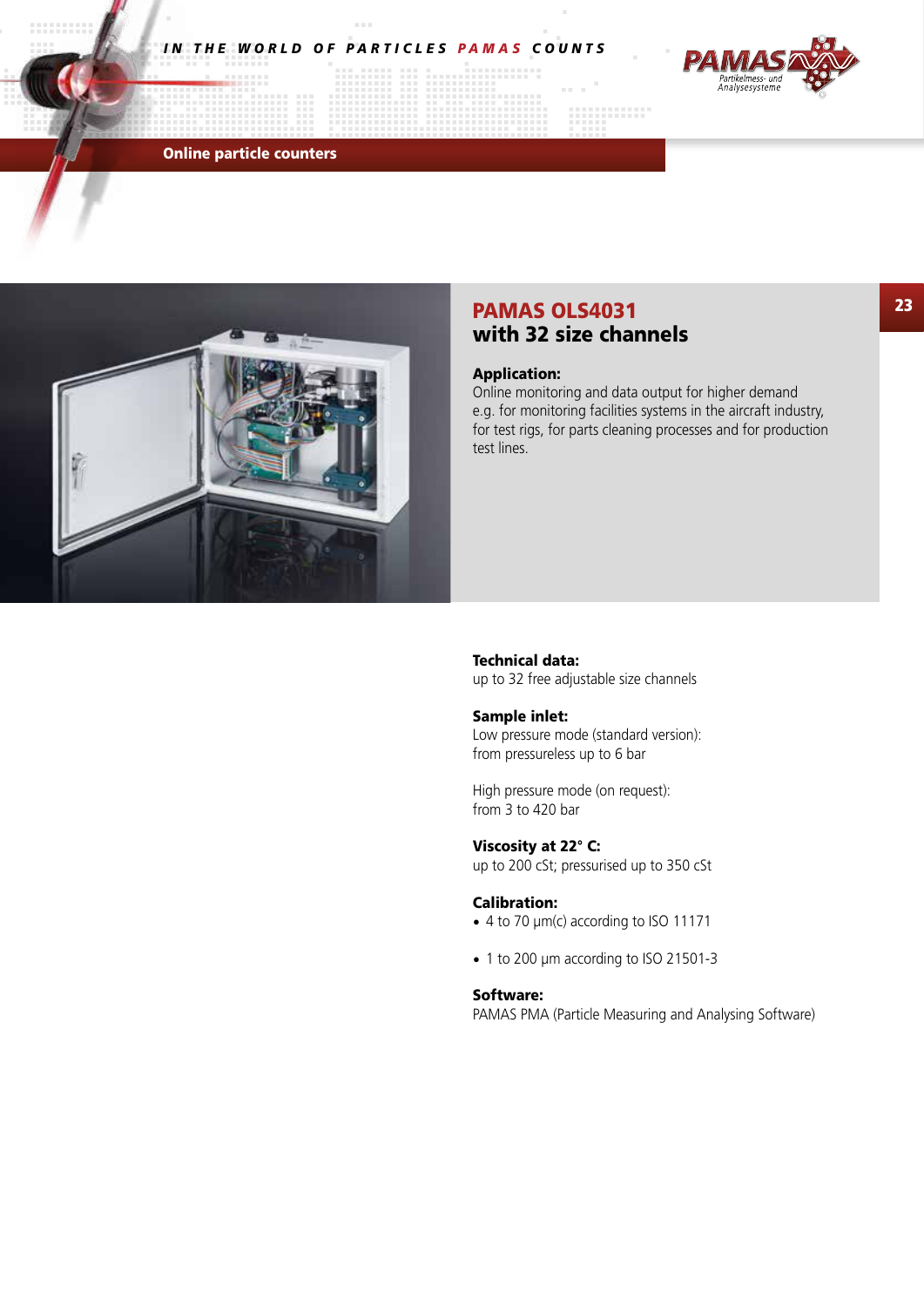## Online particle counters

# PAMAS OLS4031
## with 32 size channels

**Application:**
Online monitoring and data output for higher demand e.g. for monitoring facilities systems in the aircraft industry, for test rigs, for parts cleaning processes and for production test lines.

**Technical data:**
up to 32 free adjustable size channels

**Sample inlet:**
Low pressure mode (standard version):
from pressureless up to 6 bar

High pressure mode (on request):
from 3 to 420 bar

**Viscosity at 22° C:**
up to 200 cSt; pressurised up to 350 cSt

**Calibration:**
- 4 to 70 µm(c) according to ISO 11171
- 1 to 200 µm according to ISO 21501-3

**Software:**
PAMAS PMA (Particle Measuring and Analysing Software)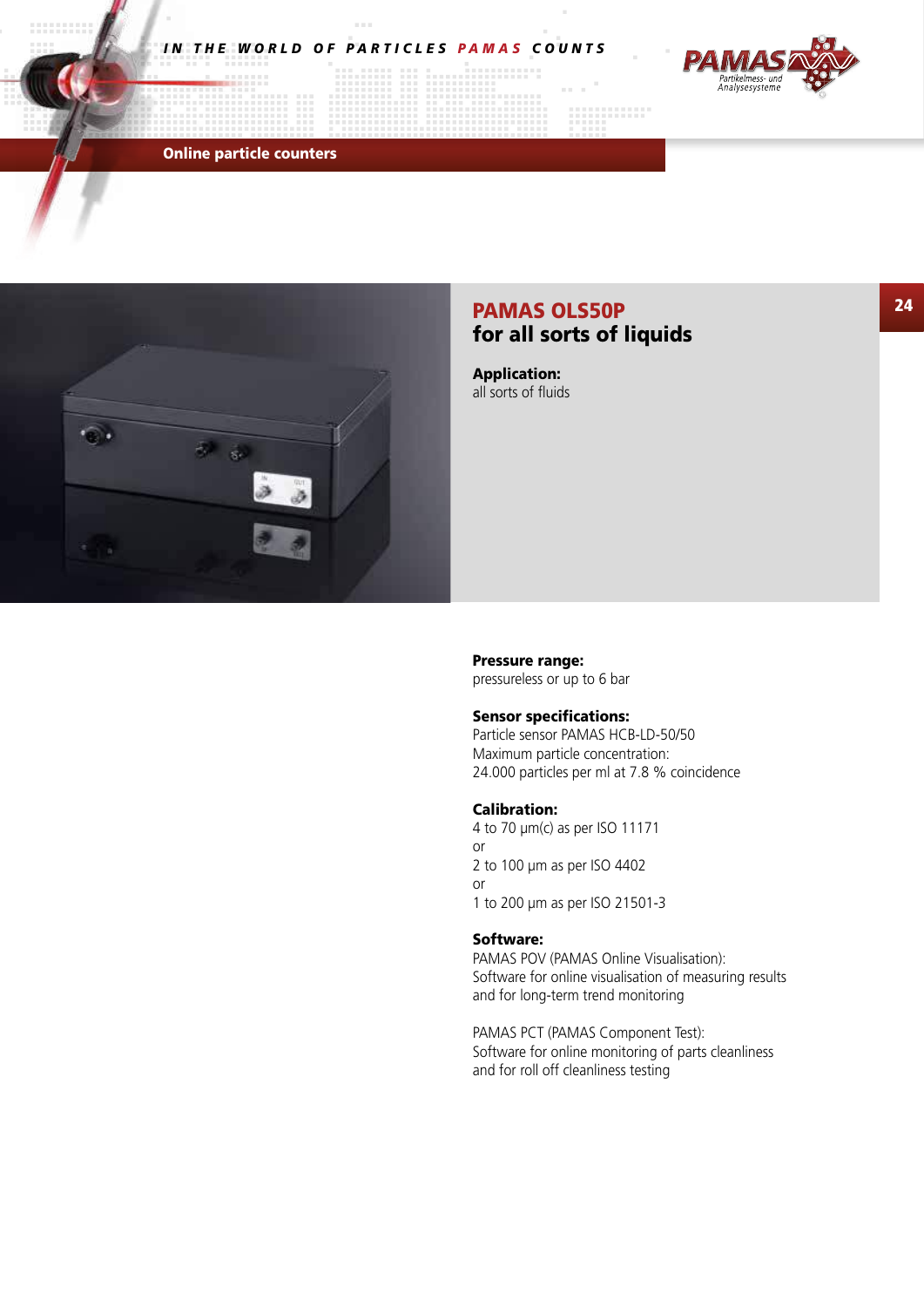Online particle counters

# PAMAS OLS50P
## for all sorts of liquids

**Application:**
all sorts of fluids

**Pressure range:**
pressureless or up to 6 bar

**Sensor specifications:**
Particle sensor PAMAS HCB-LD-50/50
Maximum particle concentration:
24.000 particles per ml at 7.8 % coincidence

**Calibration:**
4 to 70 µm(c) as per ISO 11171
or
2 to 100 µm as per ISO 4402
or
1 to 200 µm as per ISO 21501-3

**Software:**
PAMAS POV (PAMAS Online Visualisation):
Software for online visualisation of measuring results and for long-term trend monitoring

PAMAS PCT (PAMAS Component Test):
Software for online monitoring of parts cleanliness and for roll off cleanliness testing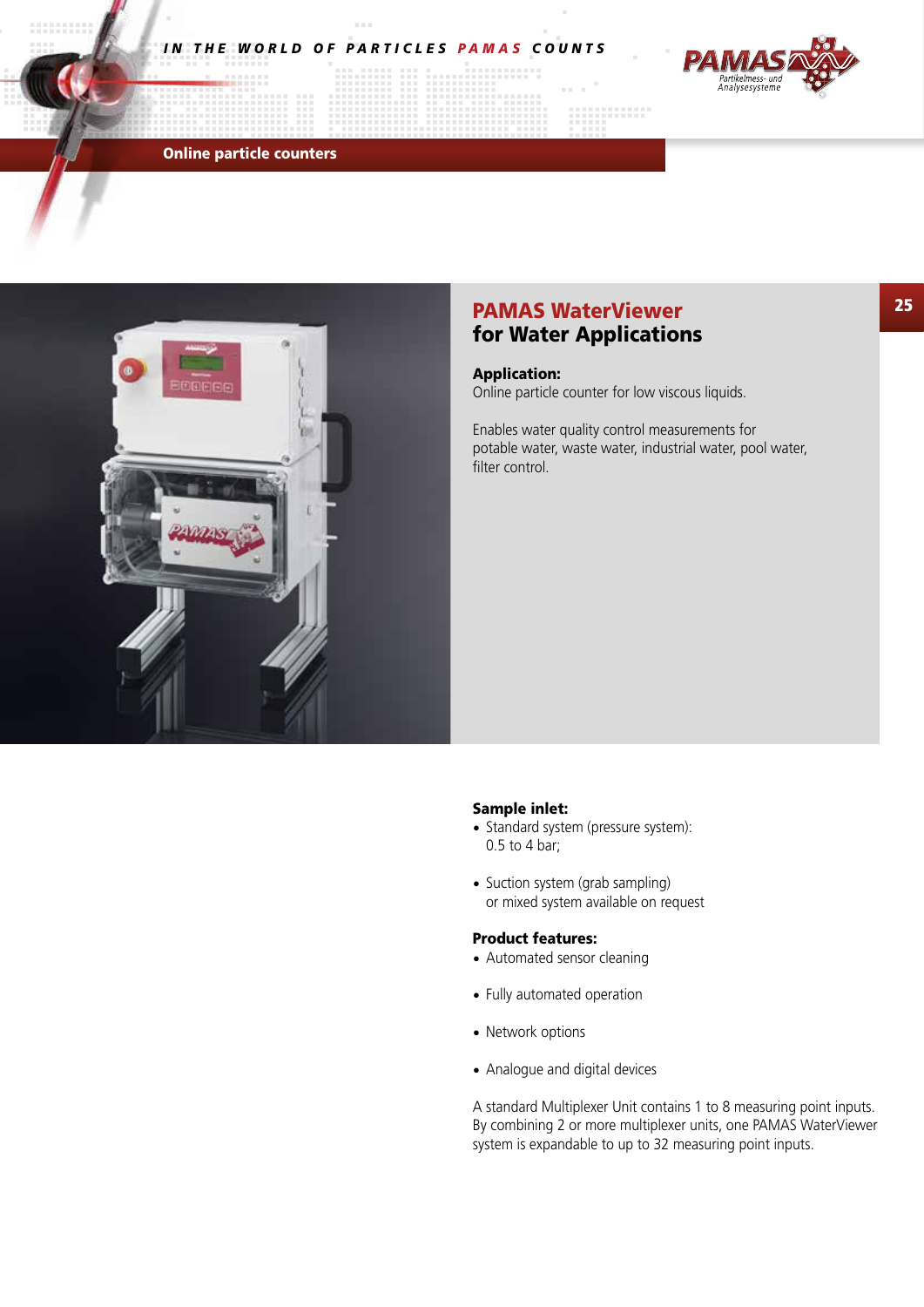## PAMAS WaterViewer for Water Applications

**Application:**
Online particle counter for low viscous liquids.

Enables water quality control measurements for potable water, waste water, industrial water, pool water, filter control.

**Sample inlet:**

- Standard system (pressure system): 0.5 to 4 bar;
- Suction system (grab sampling) or mixed system available on request

**Product features:**

- Automated sensor cleaning
- Fully automated operation
- Network options
- Analogue and digital devices

A standard Multiplexer Unit contains 1 to 8 measuring point inputs. By combining 2 or more multiplexer units, one PAMAS WaterViewer system is expandable to up to 32 measuring point inputs.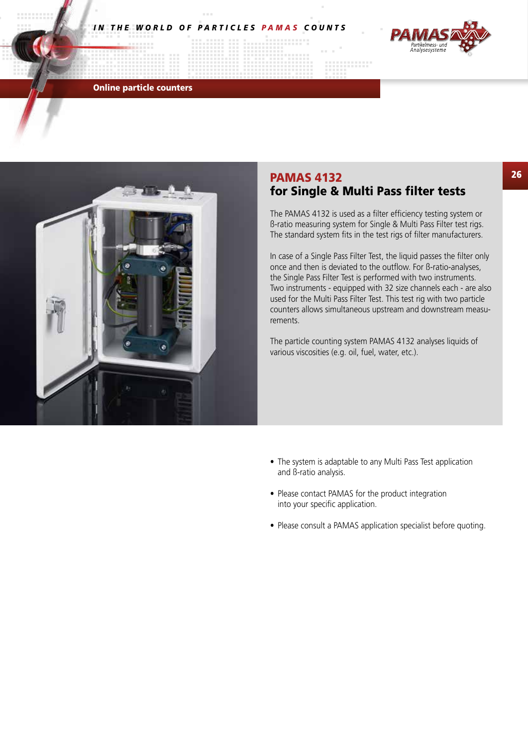# PAMAS 4132
## for Single & Multi Pass filter tests

The PAMAS 4132 is used as a filter efficiency testing system or ß-ratio measuring system for Single & Multi Pass Filter test rigs. The standard system fits in the test rigs of filter manufacturers.

In case of a Single Pass Filter Test, the liquid passes the filter only once and then is deviated to the outflow. For ß-ratio-analyses, the Single Pass Filter Test is performed with two instruments. Two instruments - equipped with 32 size channels each - are also used for the Multi Pass Filter Test. This test rig with two particle counters allows simultaneous upstream and downstream measurements.

The particle counting system PAMAS 4132 analyses liquids of various viscosities (e.g. oil, fuel, water, etc.).

- The system is adaptable to any Multi Pass Test application and ß-ratio analysis.
- Please contact PAMAS for the product integration into your specific application.
- Please consult a PAMAS application specialist before quoting.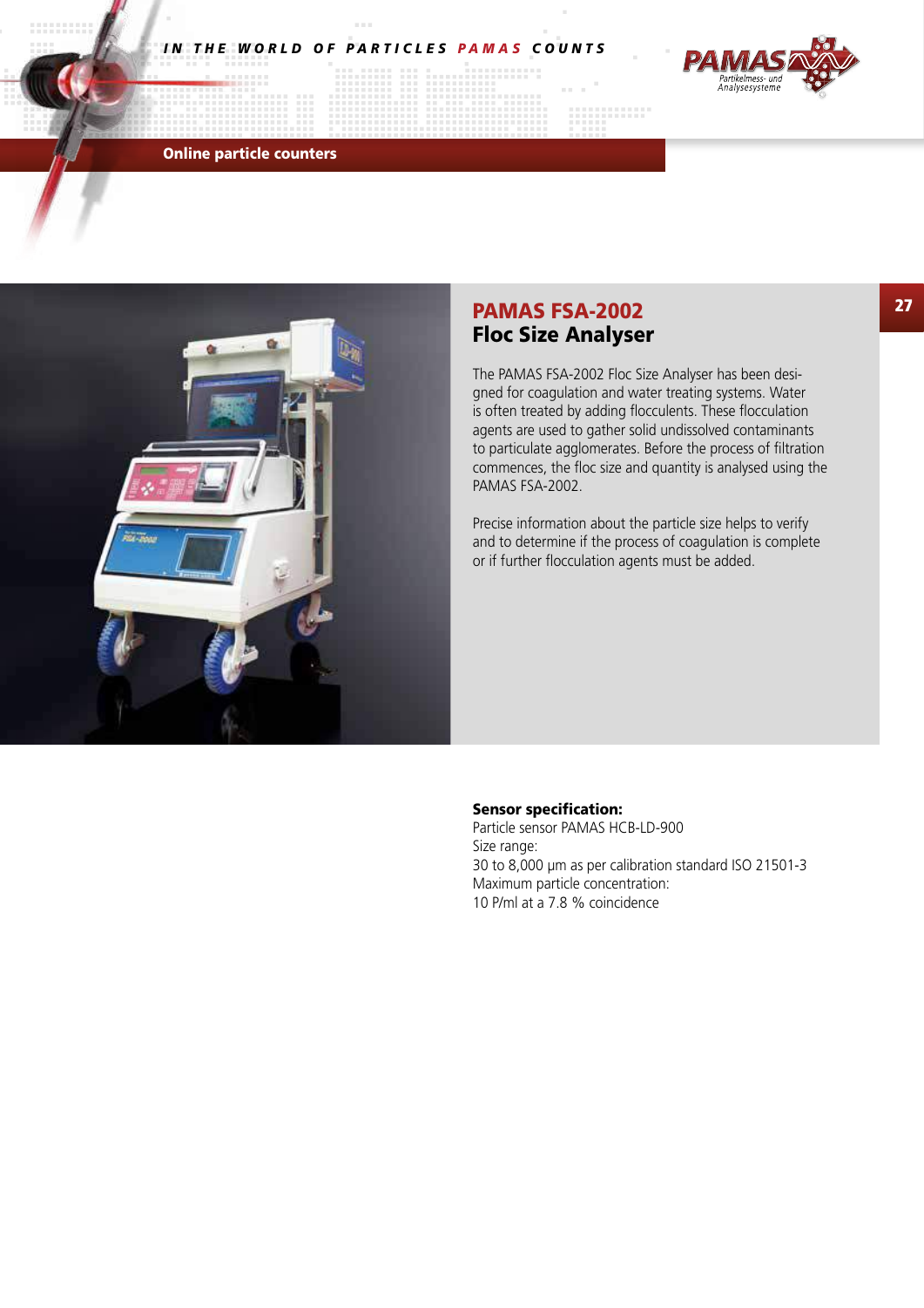Online particle counters

## PAMAS FSA-2002
## Floc Size Analyser

The PAMAS FSA-2002 Floc Size Analyser has been designed for coagulation and water treating systems. Water is often treated by adding flocculents. These flocculation agents are used to gather solid undissolved contaminants to particulate agglomerates. Before the process of filtration commences, the floc size and quantity is analysed using the PAMAS FSA-2002.

Precise information about the particle size helps to verify and to determine if the process of coagulation is complete or if further flocculation agents must be added.

**Sensor specification:**
Particle sensor PAMAS HCB-LD-900
Size range:
30 to 8,000 µm as per calibration standard ISO 21501-3
Maximum particle concentration:
10 P/ml at a 7.8 % coincidence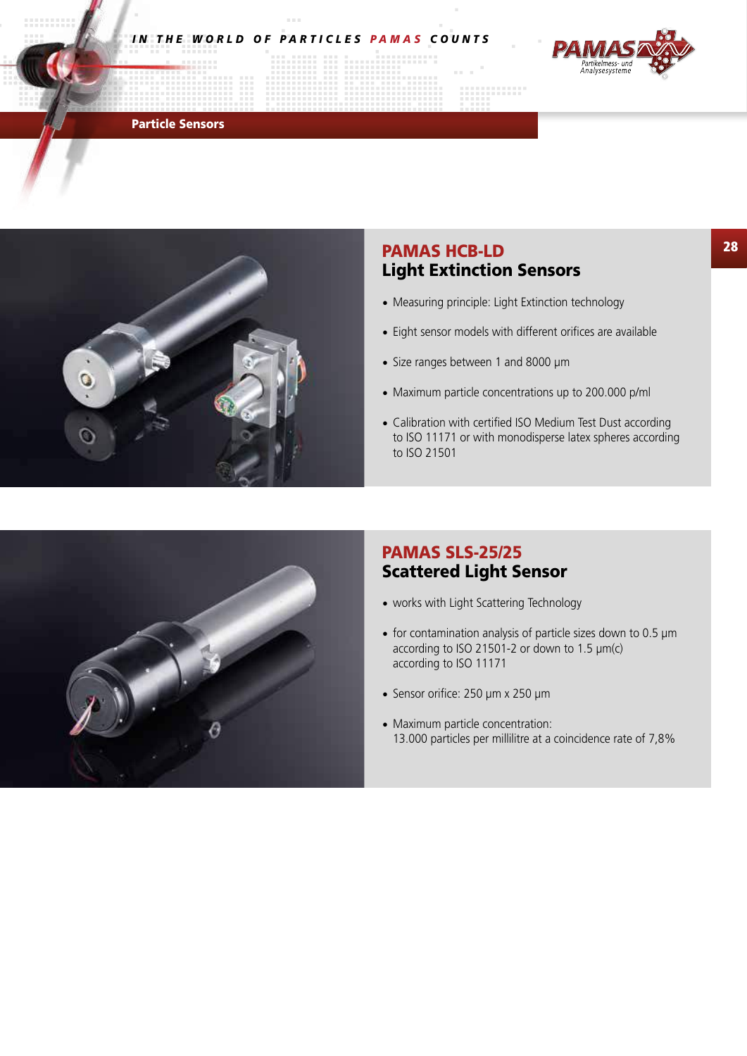## Particle Sensors

## PAMAS HCB-LD
### Light Extinction Sensors

- Measuring principle: Light Extinction technology
- Eight sensor models with different orifices are available
- Size ranges between 1 and 8000 µm
- Maximum particle concentrations up to 200.000 p/ml
- Calibration with certified ISO Medium Test Dust according to ISO 11171 or with monodisperse latex spheres according to ISO 21501

## PAMAS SLS-25/25
### Scattered Light Sensor

- works with Light Scattering Technology
- for contamination analysis of particle sizes down to 0.5 µm according to ISO 21501-2 or down to 1.5 µm(c) according to ISO 11171
- Sensor orifice: 250 µm x 250 µm
- Maximum particle concentration:
  13.000 particles per millilitre at a coincidence rate of 7,8%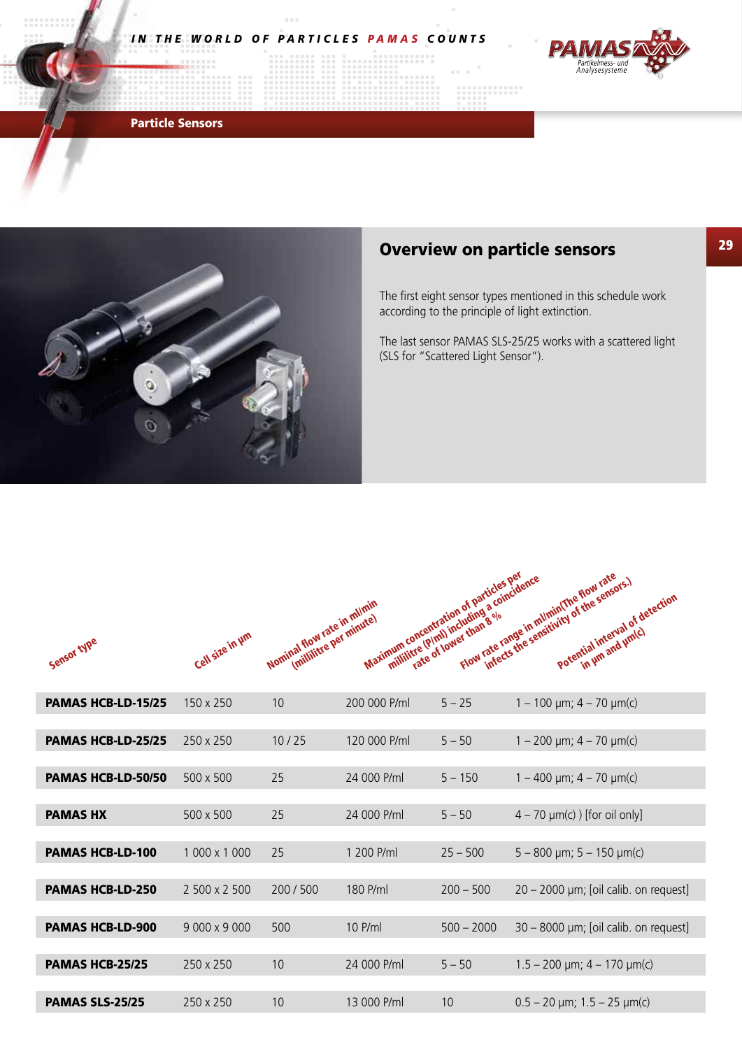IN THE WORLD OF PARTICLES PAMAS COUNTS

Particle Sensors

## Overview on particle sensors

The first eight sensor types mentioned in this schedule work according to the principle of light extinction.

The last sensor PAMAS SLS-25/25 works with a scattered light (SLS for "Scattered Light Sensor").

| Sensor type | Cell size in µm | Nominal flow rate in ml/min (millilitre per minute) | Maximum concentration of particles per millilitre (P/ml) including a coincidence rate of lower than 8 % | Flow rate range in ml/min(The flow rate infects the sensitivity of the sensors.) | Potential interval of detection in µm and µm(c) |
|---|---|---|---|---|---|
| **PAMAS HCB-LD-15/25** | 150 x 250 | 10 | 200 000 P/ml | 5 – 25 | 1 – 100 µm; 4 – 70 µm(c) |
| **PAMAS HCB-LD-25/25** | 250 x 250 | 10 / 25 | 120 000 P/ml | 5 – 50 | 1 – 200 µm; 4 – 70 µm(c) |
| **PAMAS HCB-LD-50/50** | 500 x 500 | 25 | 24 000 P/ml | 5 – 150 | 1 – 400 µm; 4 – 70 µm(c) |
| **PAMAS HX** | 500 x 500 | 25 | 24 000 P/ml | 5 – 50 | 4 – 70 µm(c) ) [for oil only] |
| **PAMAS HCB-LD-100** | 1 000 x 1 000 | 25 | 1 200 P/ml | 25 – 500 | 5 – 800 µm; 5 – 150 µm(c) |
| **PAMAS HCB-LD-250** | 2 500 x 2 500 | 200 / 500 | 180 P/ml | 200 – 500 | 20 – 2000 µm; [oil calib. on request] |
| **PAMAS HCB-LD-900** | 9 000 x 9 000 | 500 | 10 P/ml | 500 – 2000 | 30 – 8000 µm; [oil calib. on request] |
| **PAMAS HCB-25/25** | 250 x 250 | 10 | 24 000 P/ml | 5 – 50 | 1.5 – 200 µm; 4 – 170 µm(c) |
| **PAMAS SLS-25/25** | 250 x 250 | 10 | 13 000 P/ml | 10 | 0.5 – 20 µm; 1.5 – 25 µm(c) |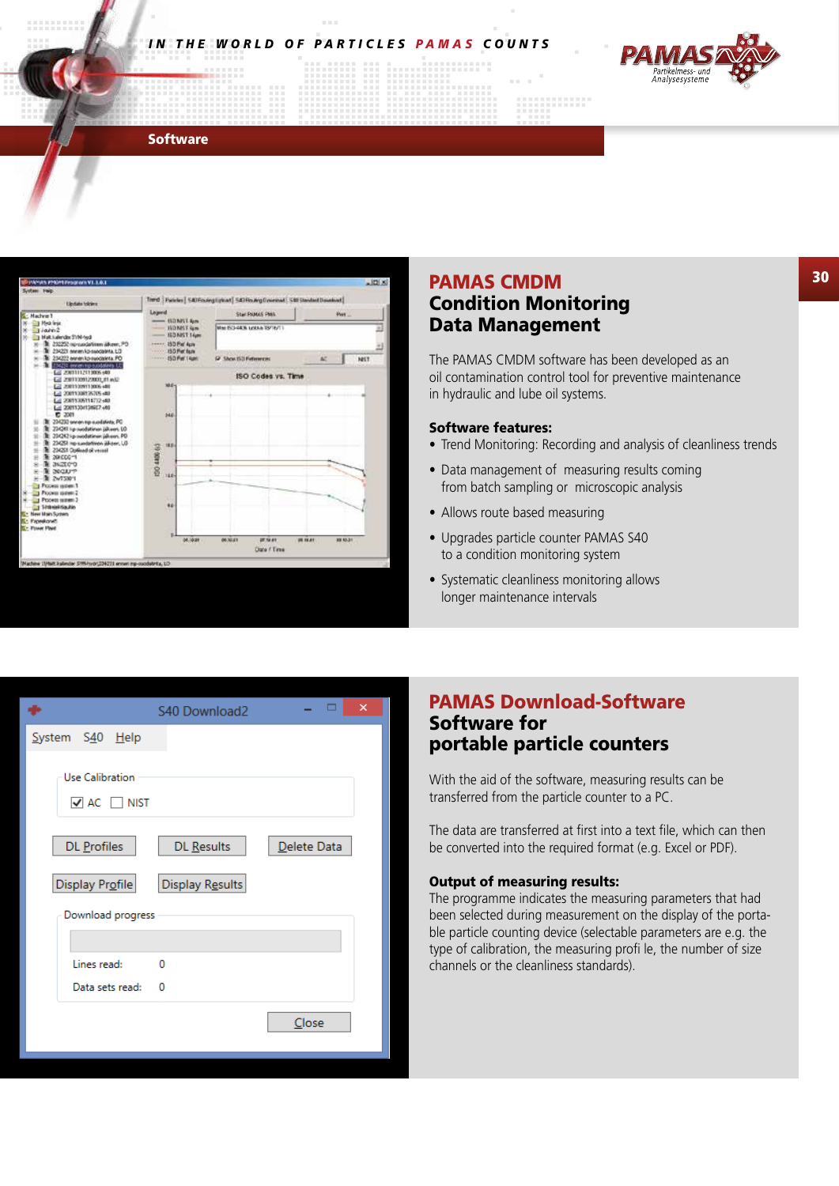## Software

# PAMAS CMDM
## Condition Monitoring Data Management

The PAMAS CMDM software has been developed as an oil contamination control tool for preventive maintenance in hydraulic and lube oil systems.

**Software features:**

- Trend Monitoring: Recording and analysis of cleanliness trends
- Data management of measuring results coming from batch sampling or microscopic analysis
- Allows route based measuring
- Upgrades particle counter PAMAS S40 to a condition monitoring system
- Systematic cleanliness monitoring allows longer maintenance intervals

# PAMAS Download-Software
## Software for portable particle counters

With the aid of the software, measuring results can be transferred from the particle counter to a PC.

The data are transferred at first into a text file, which can then be converted into the required format (e.g. Excel or PDF).

**Output of measuring results:**
The programme indicates the measuring parameters that had been selected during measurement on the display of the portable particle counting device (selectable parameters are e.g. the type of calibration, the measuring profi le, the number of size channels or the cleanliness standards).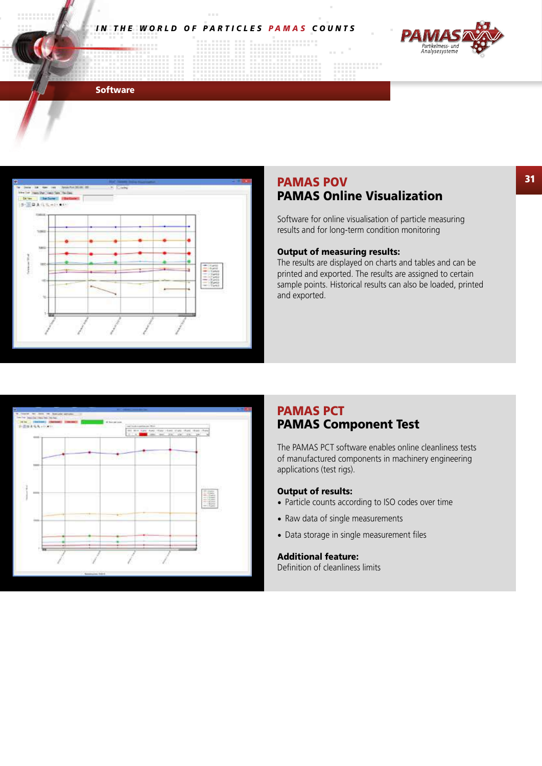## PAMAS POV
## PAMAS Online Visualization

Software for online visualization of particle measuring results and for long-term condition monitoring

**Output of measuring results:**
The results are displayed on charts and tables and can be printed and exported. The results are assigned to certain sample points. Historical results can also be loaded, printed and exported.

## PAMAS PCT
## PAMAS Component Test

The PAMAS PCT software enables online cleanliness tests of manufactured components in machinery engineering applications (test rigs).

**Output of results:**

- Particle counts according to ISO codes over time
- Raw data of single measurements
- Data storage in single measurement files

**Additional feature:**
Definition of cleanliness limits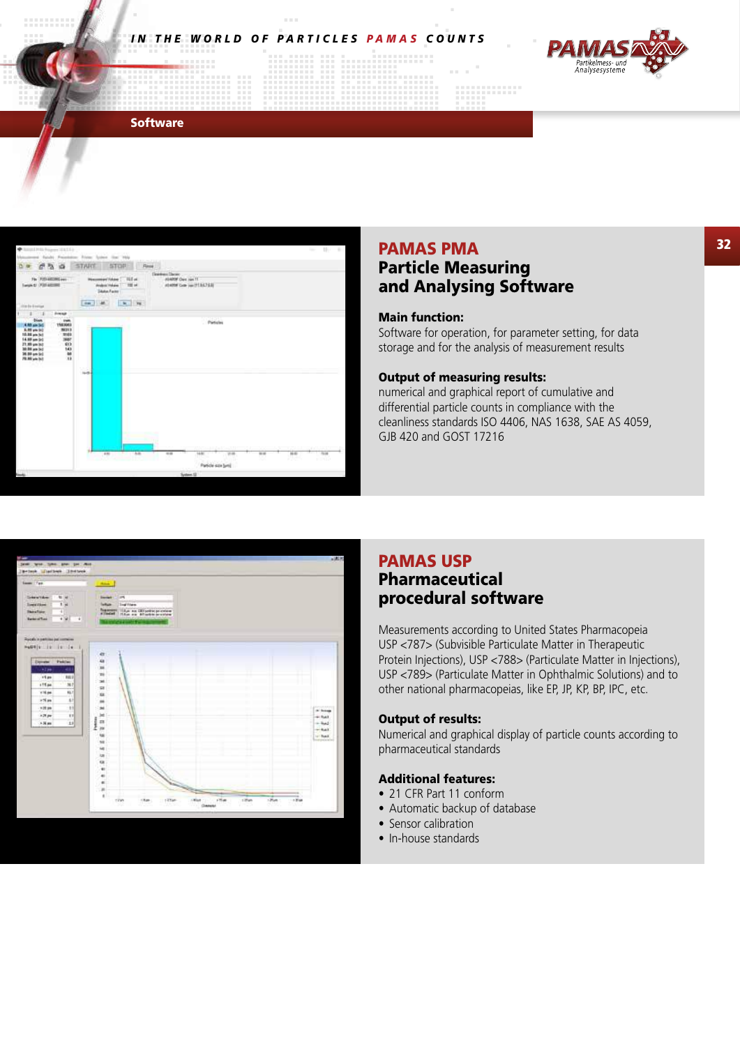IN THE WORLD OF PARTICLES PAMAS COUNTS

## Software

## PAMAS PMA
## Particle Measuring and Analysing Software

**Main function:**
Software for operation, for parameter setting, for data storage and for the analysis of measurement results

**Output of measuring results:**
numerical and graphical report of cumulative and differential particle counts in compliance with the cleanliness standards ISO 4406, NAS 1638, SAE AS 4059, GJB 420 and GOST 17216

## PAMAS USP
## Pharmaceutical procedural software

Measurements according to United States Pharmacopeia USP <787> (Subvisible Particulate Matter in Therapeutic Protein Injections), USP <788> (Particulate Matter in Injections), USP <789> (Particulate Matter in Ophthalmic Solutions) and to other national pharmacopeias, like EP, JP, KP, BP, IPC, etc.

**Output of results:**
Numerical and graphical display of particle counts according to pharmaceutical standards

**Additional features:**

- 21 CFR Part 11 conform
- Automatic backup of database
- Sensor calibration
- In-house standards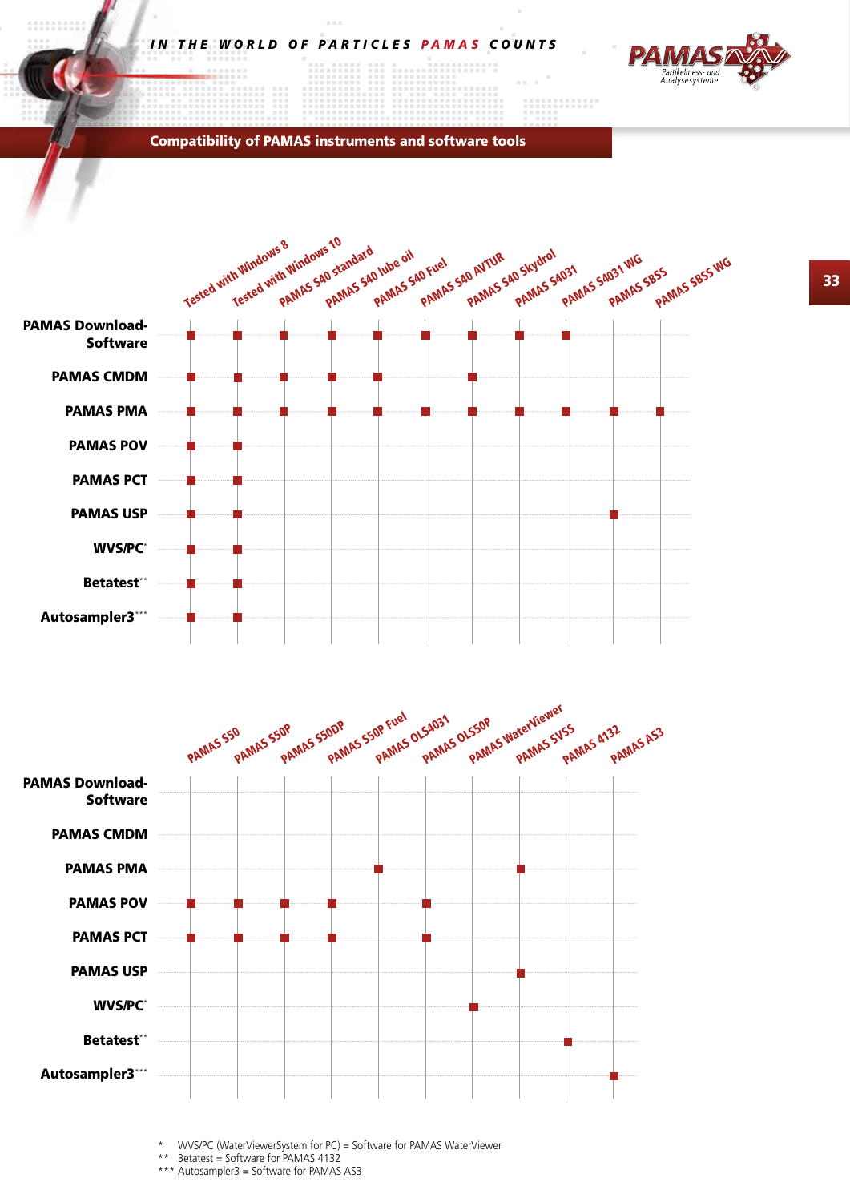## Compatibility of PAMAS instruments and software tools

| | Tested with Windows 8 | Tested with Windows 10 | PAMAS S40 standard | PAMAS S40 lube oil | PAMAS S40 Fuel | PAMAS S40 AVTUR | PAMAS S40 Skydrol | PAMAS S4031 | PAMAS S4031 WG | PAMAS SBSS | PAMAS SBSS WG |
|---|---|---|---|---|---|---|---|---|---|---|---|
| **PAMAS Download-Software** | ■ | ■ | ■ | ■ | ■ | ■ | ■ | ■ | ■ | | |
| **PAMAS CMDM** | ■ | ■ | ■ | ■ | ■ | | ■ | | | | |
| **PAMAS PMA** | ■ | ■ | ■ | ■ | ■ | ■ | ■ | ■ | ■ | ■ | ■ |
| **PAMAS POV** | ■ | ■ | | | | | | | | | |
| **PAMAS PCT** | ■ | ■ | | | | | | | | | |
| **PAMAS USP** | ■ | ■ | | | | | | | | ■ | |
| **WVS/PC*** | ■ | ■ | | | | | | | | | |
| **Betatest**** | ■ | ■ | | | | | | | | | |
| **Autosampler3***** | ■ | ■ | | | | | | | | | |

| | PAMAS S50 | PAMAS S50P | PAMAS S50DP | PAMAS S50P Fuel | PAMAS OLS4031 | PAMAS OLS50P | PAMAS WaterViewer | PAMAS SVSS | PAMAS 4132 | PAMAS AS3 |
|---|---|---|---|---|---|---|---|---|---|---|
| **PAMAS Download-Software** | | | | | | | | | | |
| **PAMAS CMDM** | | | | | | | | | | |
| **PAMAS PMA** | | | | | ■ | | | ■ | | |
| **PAMAS POV** | ■ | ■ | ■ | ■ | | ■ | | | | |
| **PAMAS PCT** | ■ | ■ | ■ | ■ | | ■ | | | | |
| **PAMAS USP** | | | | | | | | ■ | | |
| **WVS/PC*** | | | | | | | ■ | | | |
| **Betatest**** | | | | | | | | | ■ | |
| **Autosampler3***** | | | | | | | | | | ■ |

\* WVS/PC (WaterViewerSystem for PC) = Software for PAMAS WaterViewer
** Betatest = Software for PAMAS 4132
*** Autosampler3 = Software for PAMAS AS3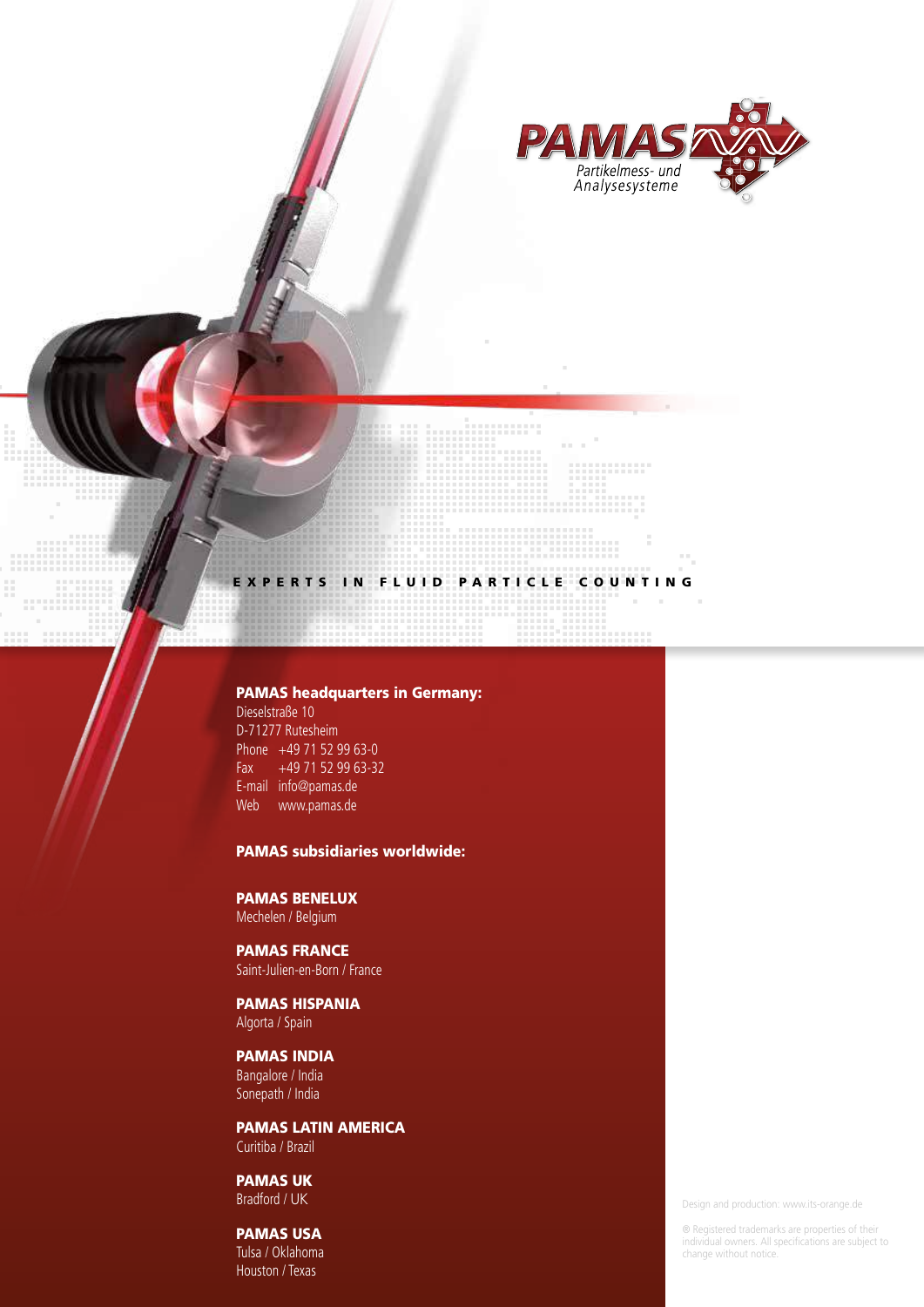PAMAS

Partikelmess- und Analysesysteme

EXPERTS IN FLUID PARTICLE COUNTING

**PAMAS headquarters in Germany:**

Dieselstraße 10
D-71277 Rutesheim
Phone +49 71 52 99 63-0
Fax +49 71 52 99 63-32
E-mail info@pamas.de
Web www.pamas.de

**PAMAS subsidiaries worldwide:**

**PAMAS BENELUX**
Mechelen / Belgium

**PAMAS FRANCE**
Saint-Julien-en-Born / France

**PAMAS HISPANIA**
Algorta / Spain

**PAMAS INDIA**
Bangalore / India
Sonepath / India

**PAMAS LATIN AMERICA**
Curitiba / Brazil

**PAMAS UK**
Bradford / UK

**PAMAS USA**
Tulsa / Oklahoma
Houston / Texas

Design and production: www.its-orange.de

® Registered trademarks are properties of their individual owners. All specifications are subject to change without notice.